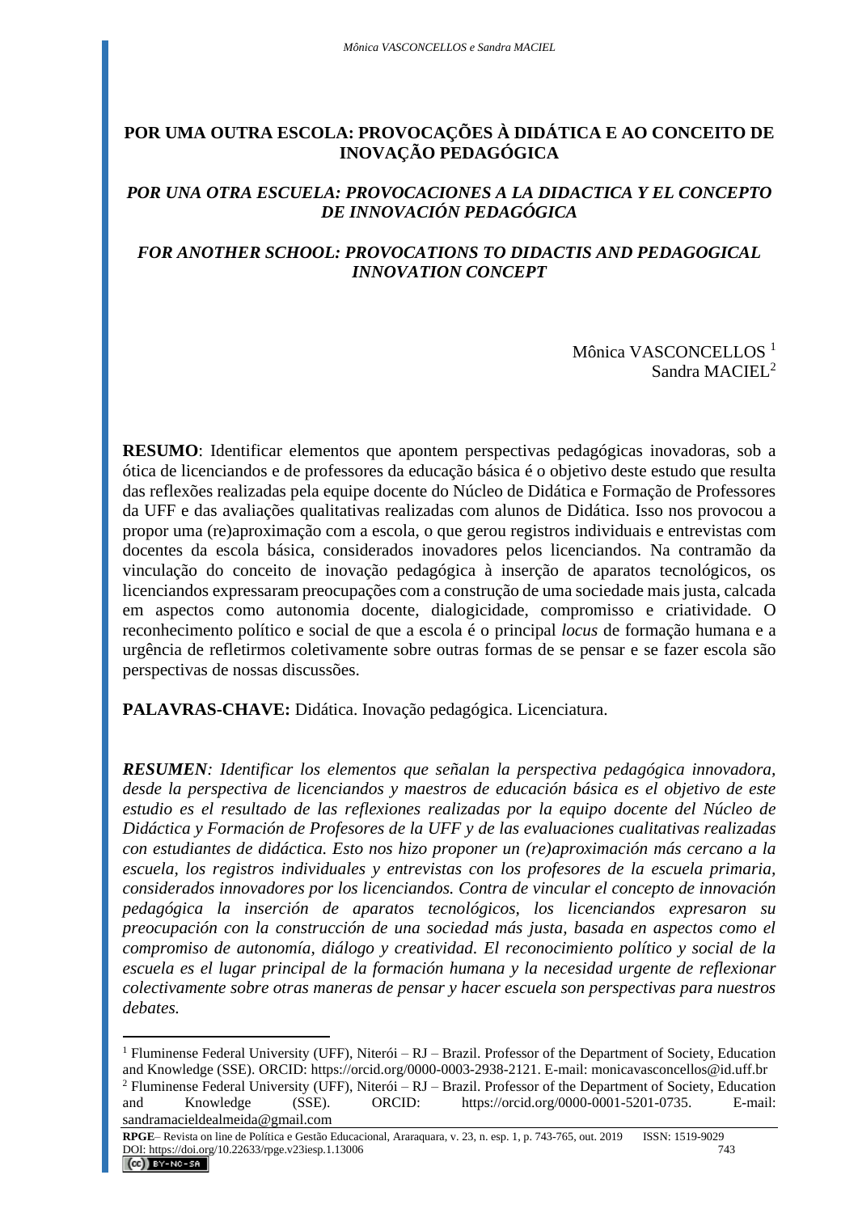# POR UMA OUTRA ESCOLA: PROVOCAÇÕES À DIDÁTICA E AO CONCEITO DE INOVAÇÃO PEDAGÓGICA

## *POR UNA OTRA ESCUELA: PROVOCACIONES A LA DIDACTICA Y EL CONCEPTO DE INNOVACIÓN PEDAGÓGICA*

## *FOR ANOTHER SCHOOL: PROVOCATIONS TO DIDACTIS AND PEDAGOGICAL INNOVATION CONCEPT*

Mônica VASCONCELLOS [1]
Sandra MACIEL[2]

**RESUMO**: Identificar elementos que apontem perspectivas pedagógicas inovadoras, sob a ótica de licenciandos e de professores da educação básica é o objetivo deste estudo que resulta das reflexões realizadas pela equipe docente do Núcleo de Didática e Formação de Professores da UFF e das avaliações qualitativas realizadas com alunos de Didática. Isso nos provocou a propor uma (re)aproximação com a escola, o que gerou registros individuais e entrevistas com docentes da escola básica, considerados inovadores pelos licenciandos. Na contramão da vinculação do conceito de inovação pedagógica à inserção de aparatos tecnológicos, os licenciandos expressaram preocupações com a construção de uma sociedade mais justa, calcada em aspectos como autonomia docente, dialogicidade, compromisso e criatividade. O reconhecimento político e social de que a escola é o principal *locus* de formação humana e a urgência de refletirmos coletivamente sobre outras formas de se pensar e se fazer escola são perspectivas de nossas discussões.

**PALAVRAS-CHAVE:** Didática. Inovação pedagógica. Licenciatura.

***RESUMEN**: Identificar los elementos que señalan la perspectiva pedagógica innovadora, desde la perspectiva de licenciandos y maestros de educación básica es el objetivo de este estudio es el resultado de las reflexiones realizadas por la equipe docente del Núcleo de Didáctica y Formación de Profesores de la UFF y de las evaluaciones cualitativas realizadas con estudiantes de didáctica. Esto nos hizo proponer un (re)aproximación más cercano a la escuela, los registros individuales y entrevistas con los profesores de la escuela primaria, considerados innovadores por los licenciandos. Contra de vincular el concepto de innovación pedagógica la inserción de aparatos tecnológicos, los licenciandos expresaron su preocupación con la construcción de una sociedad más justa, basada en aspectos como el compromiso de autonomía, diálogo y creatividad. El reconocimiento político y social de la escuela es el lugar principal de la formación humana y la necesidad urgente de reflexionar colectivamente sobre otras maneras de pensar y hacer escuela son perspectivas para nuestros debates.*

---

[1] Fluminense Federal University (UFF), Niterói – RJ – Brazil. Professor of the Department of Society, Education and Knowledge (SSE). ORCID: https://orcid.org/0000-0003-2938-2121. E-mail: monicavasconcellos@id.uff.br

[2] Fluminense Federal University (UFF), Niterói – RJ – Brazil. Professor of the Department of Society, Education and Knowledge (SSE). ORCID: https://orcid.org/0000-0001-5201-0735. E-mail: sandramacieldealmeida@gmail.com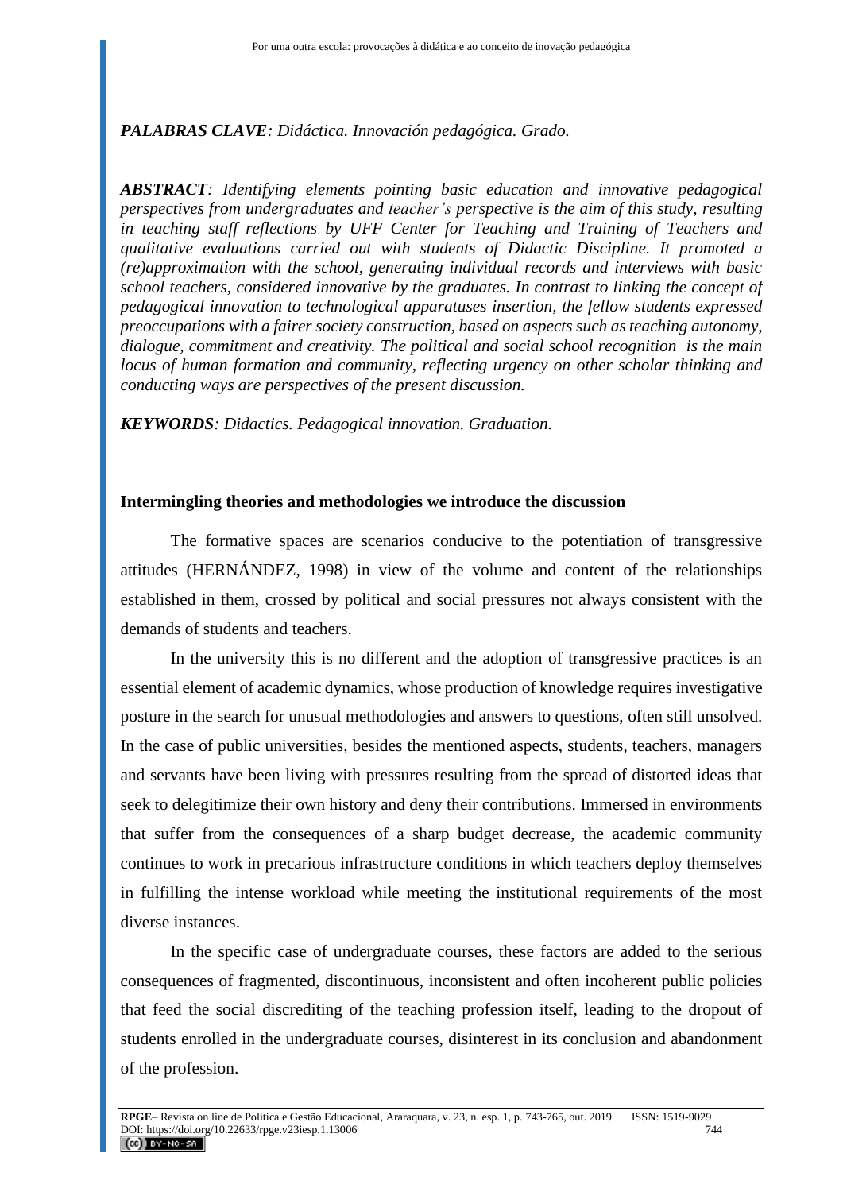***PALABRAS CLAVE**: Didáctica. Innovación pedagógica. Grado.*

***ABSTRACT**: Identifying elements pointing basic education and innovative pedagogical perspectives from undergraduates and teacher's perspective is the aim of this study, resulting in teaching staff reflections by UFF Center for Teaching and Training of Teachers and qualitative evaluations carried out with students of Didactic Discipline. It promoted a (re)approximation with the school, generating individual records and interviews with basic school teachers, considered innovative by the graduates. In contrast to linking the concept of pedagogical innovation to technological apparatuses insertion, the fellow students expressed preoccupations with a fairer society construction, based on aspects such as teaching autonomy, dialogue, commitment and creativity. The political and social school recognition is the main locus of human formation and community, reflecting urgency on other scholar thinking and conducting ways are perspectives of the present discussion.*

***KEYWORDS**: Didactics. Pedagogical innovation. Graduation.*

## Intermingling theories and methodologies we introduce the discussion

The formative spaces are scenarios conducive to the potentiation of transgressive attitudes (HERNÁNDEZ, 1998) in view of the volume and content of the relationships established in them, crossed by political and social pressures not always consistent with the demands of students and teachers.

In the university this is no different and the adoption of transgressive practices is an essential element of academic dynamics, whose production of knowledge requires investigative posture in the search for unusual methodologies and answers to questions, often still unsolved. In the case of public universities, besides the mentioned aspects, students, teachers, managers and servants have been living with pressures resulting from the spread of distorted ideas that seek to delegitimize their own history and deny their contributions. Immersed in environments that suffer from the consequences of a sharp budget decrease, the academic community continues to work in precarious infrastructure conditions in which teachers deploy themselves in fulfilling the intense workload while meeting the institutional requirements of the most diverse instances.

In the specific case of undergraduate courses, these factors are added to the serious consequences of fragmented, discontinuous, inconsistent and often incoherent public policies that feed the social discrediting of the teaching profession itself, leading to the dropout of students enrolled in the undergraduate courses, disinterest in its conclusion and abandonment of the profession.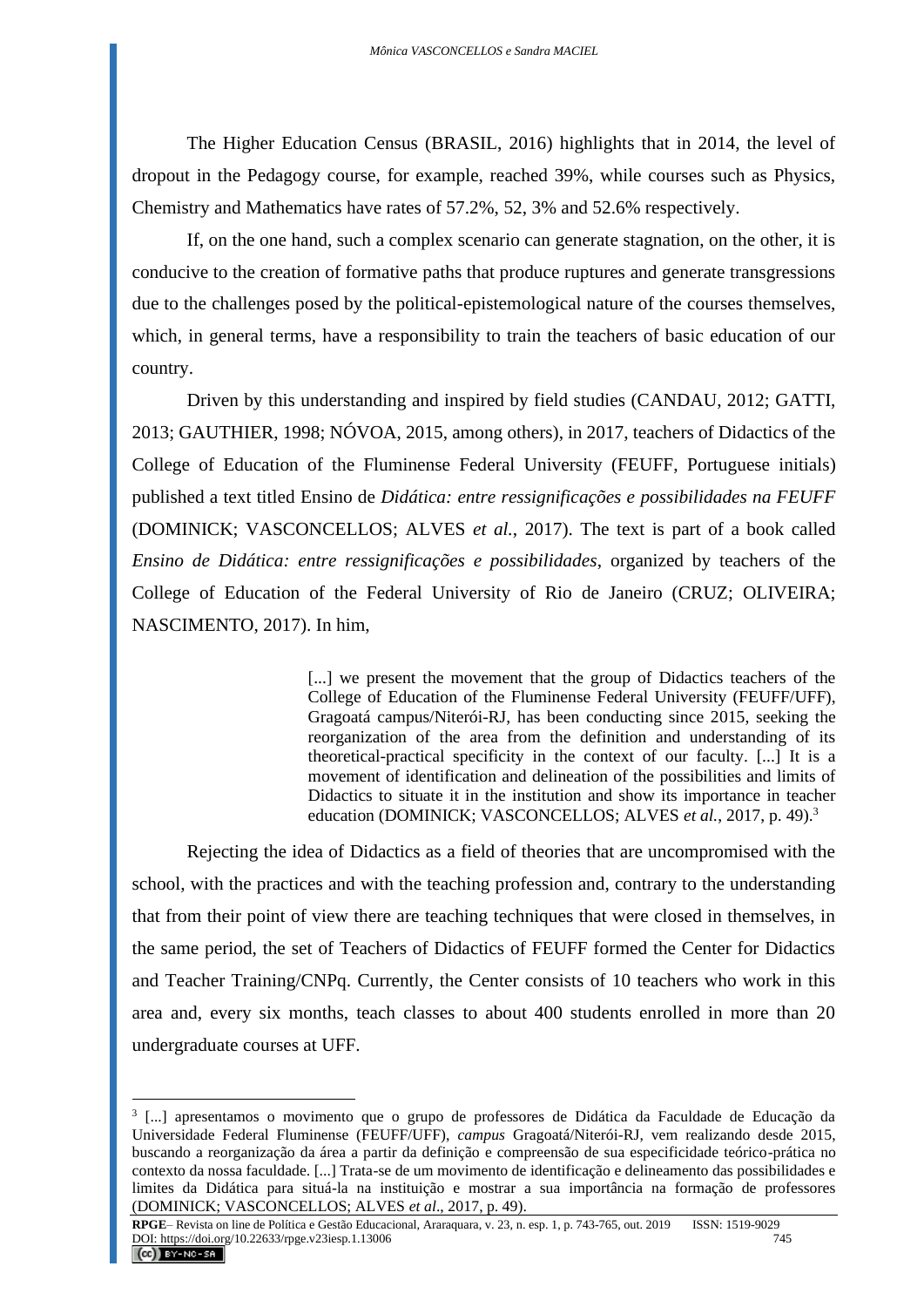The Higher Education Census (BRASIL, 2016) highlights that in 2014, the level of dropout in the Pedagogy course, for example, reached 39%, while courses such as Physics, Chemistry and Mathematics have rates of 57.2%, 52, 3% and 52.6% respectively.

If, on the one hand, such a complex scenario can generate stagnation, on the other, it is conducive to the creation of formative paths that produce ruptures and generate transgressions due to the challenges posed by the political-epistemological nature of the courses themselves, which, in general terms, have a responsibility to train the teachers of basic education of our country.

Driven by this understanding and inspired by field studies (CANDAU, 2012; GATTI, 2013; GAUTHIER, 1998; NÓVOA, 2015, among others), in 2017, teachers of Didactics of the College of Education of the Fluminense Federal University (FEUFF, Portuguese initials) published a text titled Ensino de *Didática: entre ressignificações e possibilidades na FEUFF* (DOMINICK; VASCONCELLOS; ALVES *et al.*, 2017). The text is part of a book called *Ensino de Didática: entre ressignificações e possibilidades*, organized by teachers of the College of Education of the Federal University of Rio de Janeiro (CRUZ; OLIVEIRA; NASCIMENTO, 2017). In him,

> [...] we present the movement that the group of Didactics teachers of the College of Education of the Fluminense Federal University (FEUFF/UFF), Gragoatá campus/Niterói-RJ, has been conducting since 2015, seeking the reorganization of the area from the definition and understanding of its theoretical-practical specificity in the context of our faculty. [...] It is a movement of identification and delineation of the possibilities and limits of Didactics to situate it in the institution and show its importance in teacher education (DOMINICK; VASCONCELLOS; ALVES *et al.*, 2017, p. 49).[3]

Rejecting the idea of Didactics as a field of theories that are uncompromised with the school, with the practices and with the teaching profession and, contrary to the understanding that from their point of view there are teaching techniques that were closed in themselves, in the same period, the set of Teachers of Didactics of FEUFF formed the Center for Didactics and Teacher Training/CNPq. Currently, the Center consists of 10 teachers who work in this area and, every six months, teach classes to about 400 students enrolled in more than 20 undergraduate courses at UFF.

---

[3] [...] apresentamos o movimento que o grupo de professores de Didática da Faculdade de Educação da Universidade Federal Fluminense (FEUFF/UFF), *campus* Gragoatá/Niterói-RJ, vem realizando desde 2015, buscando a reorganização da área a partir da definição e compreensão de sua especificidade teórico-prática no contexto da nossa faculdade. [...] Trata-se de um movimento de identificação e delineamento das possibilidades e limites da Didática para situá-la na instituição e mostrar a sua importância na formação de professores (DOMINICK; VASCONCELLOS; ALVES *et al*., 2017, p. 49).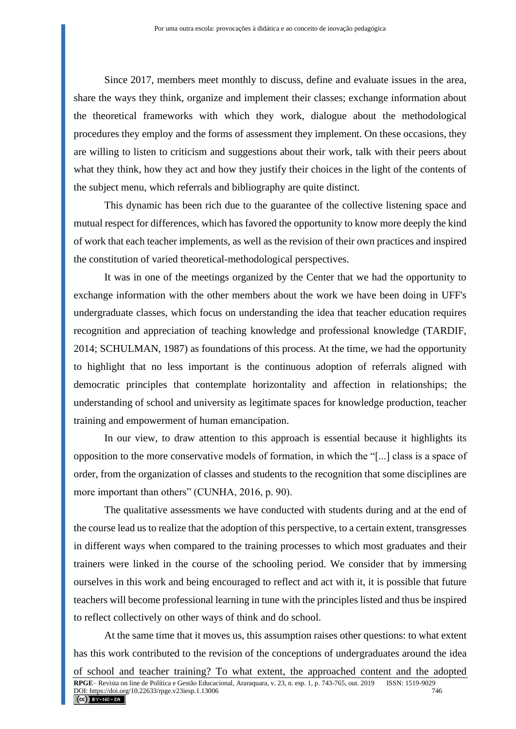Since 2017, members meet monthly to discuss, define and evaluate issues in the area, share the ways they think, organize and implement their classes; exchange information about the theoretical frameworks with which they work, dialogue about the methodological procedures they employ and the forms of assessment they implement. On these occasions, they are willing to listen to criticism and suggestions about their work, talk with their peers about what they think, how they act and how they justify their choices in the light of the contents of the subject menu, which referrals and bibliography are quite distinct.

This dynamic has been rich due to the guarantee of the collective listening space and mutual respect for differences, which has favored the opportunity to know more deeply the kind of work that each teacher implements, as well as the revision of their own practices and inspired the constitution of varied theoretical-methodological perspectives.

It was in one of the meetings organized by the Center that we had the opportunity to exchange information with the other members about the work we have been doing in UFF's undergraduate classes, which focus on understanding the idea that teacher education requires recognition and appreciation of teaching knowledge and professional knowledge (TARDIF, 2014; SCHULMAN, 1987) as foundations of this process. At the time, we had the opportunity to highlight that no less important is the continuous adoption of referrals aligned with democratic principles that contemplate horizontality and affection in relationships; the understanding of school and university as legitimate spaces for knowledge production, teacher training and empowerment of human emancipation.

In our view, to draw attention to this approach is essential because it highlights its opposition to the more conservative models of formation, in which the "[...] class is a space of order, from the organization of classes and students to the recognition that some disciplines are more important than others" (CUNHA, 2016, p. 90).

The qualitative assessments we have conducted with students during and at the end of the course lead us to realize that the adoption of this perspective, to a certain extent, transgresses in different ways when compared to the training processes to which most graduates and their trainers were linked in the course of the schooling period. We consider that by immersing ourselves in this work and being encouraged to reflect and act with it, it is possible that future teachers will become professional learning in tune with the principles listed and thus be inspired to reflect collectively on other ways of think and do school.

At the same time that it moves us, this assumption raises other questions: to what extent has this work contributed to the revision of the conceptions of undergraduates around the idea of school and teacher training? To what extent, the approached content and the adopted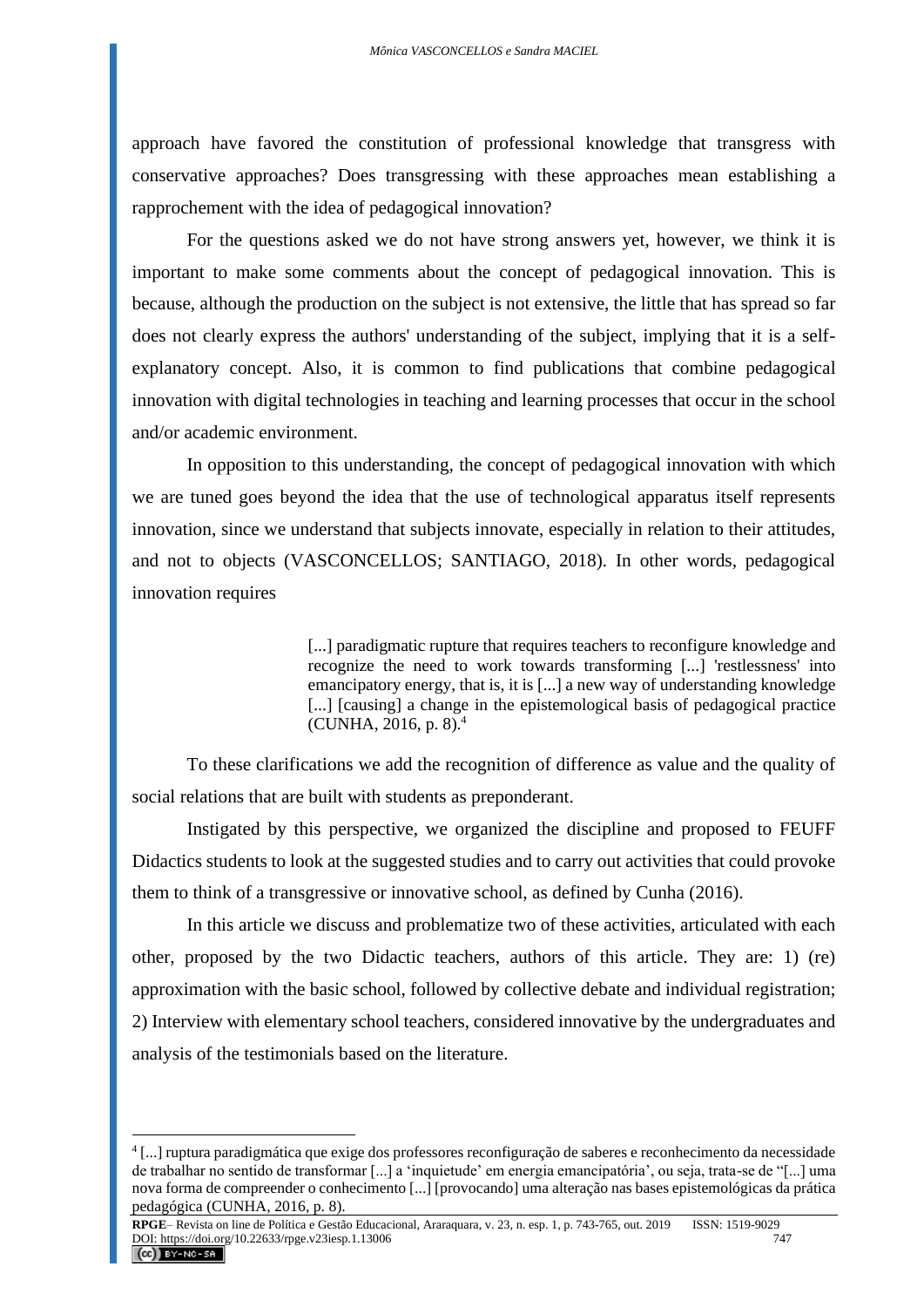approach have favored the constitution of professional knowledge that transgress with conservative approaches? Does transgressing with these approaches mean establishing a rapprochement with the idea of pedagogical innovation?

For the questions asked we do not have strong answers yet, however, we think it is important to make some comments about the concept of pedagogical innovation. This is because, although the production on the subject is not extensive, the little that has spread so far does not clearly express the authors' understanding of the subject, implying that it is a self-explanatory concept. Also, it is common to find publications that combine pedagogical innovation with digital technologies in teaching and learning processes that occur in the school and/or academic environment.

In opposition to this understanding, the concept of pedagogical innovation with which we are tuned goes beyond the idea that the use of technological apparatus itself represents innovation, since we understand that subjects innovate, especially in relation to their attitudes, and not to objects (VASCONCELLOS; SANTIAGO, 2018). In other words, pedagogical innovation requires

> [...] paradigmatic rupture that requires teachers to reconfigure knowledge and recognize the need to work towards transforming [...] 'restlessness' into emancipatory energy, that is, it is [...] a new way of understanding knowledge [...] [causing] a change in the epistemological basis of pedagogical practice (CUNHA, 2016, p. 8).[4]

To these clarifications we add the recognition of difference as value and the quality of social relations that are built with students as preponderant.

Instigated by this perspective, we organized the discipline and proposed to FEUFF Didactics students to look at the suggested studies and to carry out activities that could provoke them to think of a transgressive or innovative school, as defined by Cunha (2016).

In this article we discuss and problematize two of these activities, articulated with each other, proposed by the two Didactic teachers, authors of this article. They are: 1) (re) approximation with the basic school, followed by collective debate and individual registration; 2) Interview with elementary school teachers, considered innovative by the undergraduates and analysis of the testimonials based on the literature.

---

[4] [...] ruptura paradigmática que exige dos professores reconfiguração de saberes e reconhecimento da necessidade de trabalhar no sentido de transformar [...] a 'inquietude' em energia emancipatória', ou seja, trata-se de "[...] uma nova forma de compreender o conhecimento [...] [provocando] uma alteração nas bases epistemológicas da prática pedagógica (CUNHA, 2016, p. 8).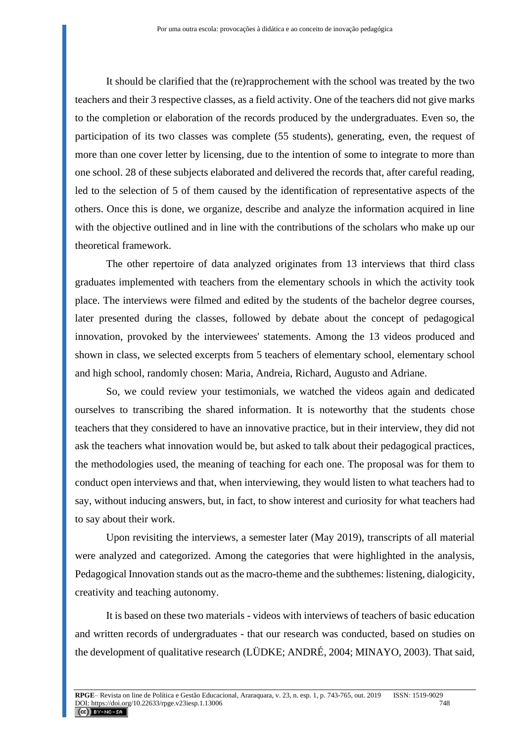It should be clarified that the (re)rapprochement with the school was treated by the two teachers and their 3 respective classes, as a field activity. One of the teachers did not give marks to the completion or elaboration of the records produced by the undergraduates. Even so, the participation of its two classes was complete (55 students), generating, even, the request of more than one cover letter by licensing, due to the intention of some to integrate to more than one school. 28 of these subjects elaborated and delivered the records that, after careful reading, led to the selection of 5 of them caused by the identification of representative aspects of the others. Once this is done, we organize, describe and analyze the information acquired in line with the objective outlined and in line with the contributions of the scholars who make up our theoretical framework.

The other repertoire of data analyzed originates from 13 interviews that third class graduates implemented with teachers from the elementary schools in which the activity took place. The interviews were filmed and edited by the students of the bachelor degree courses, later presented during the classes, followed by debate about the concept of pedagogical innovation, provoked by the interviewees' statements. Among the 13 videos produced and shown in class, we selected excerpts from 5 teachers of elementary school, elementary school and high school, randomly chosen: Maria, Andreia, Richard, Augusto and Adriane.

So, we could review your testimonials, we watched the videos again and dedicated ourselves to transcribing the shared information. It is noteworthy that the students chose teachers that they considered to have an innovative practice, but in their interview, they did not ask the teachers what innovation would be, but asked to talk about their pedagogical practices, the methodologies used, the meaning of teaching for each one. The proposal was for them to conduct open interviews and that, when interviewing, they would listen to what teachers had to say, without inducing answers, but, in fact, to show interest and curiosity for what teachers had to say about their work.

Upon revisiting the interviews, a semester later (May 2019), transcripts of all material were analyzed and categorized. Among the categories that were highlighted in the analysis, Pedagogical Innovation stands out as the macro-theme and the subthemes: listening, dialogicity, creativity and teaching autonomy.

It is based on these two materials - videos with interviews of teachers of basic education and written records of undergraduates - that our research was conducted, based on studies on the development of qualitative research (LÜDKE; ANDRÉ, 2004; MINAYO, 2003). That said,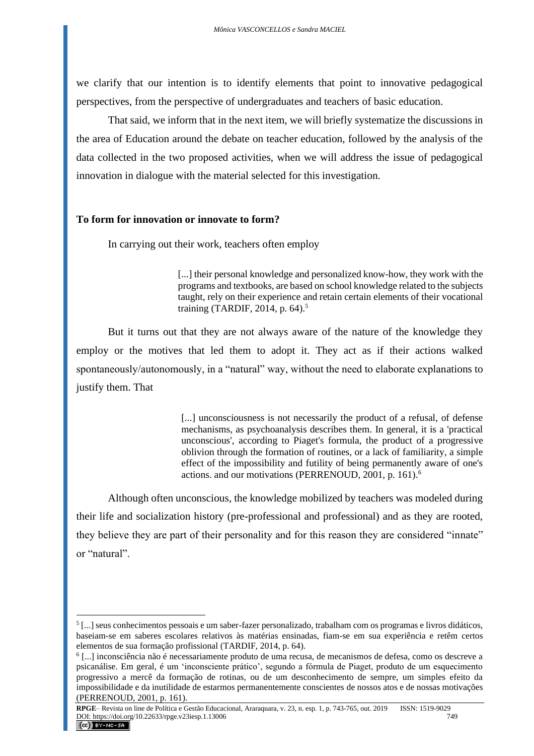we clarify that our intention is to identify elements that point to innovative pedagogical perspectives, from the perspective of undergraduates and teachers of basic education.

That said, we inform that in the next item, we will briefly systematize the discussions in the area of Education around the debate on teacher education, followed by the analysis of the data collected in the two proposed activities, when we will address the issue of pedagogical innovation in dialogue with the material selected for this investigation.

## To form for innovation or innovate to form?

In carrying out their work, teachers often employ

> [...] their personal knowledge and personalized know-how, they work with the programs and textbooks, are based on school knowledge related to the subjects taught, rely on their experience and retain certain elements of their vocational training (TARDIF, 2014, p. 64).[5]

But it turns out that they are not always aware of the nature of the knowledge they employ or the motives that led them to adopt it. They act as if their actions walked spontaneously/autonomously, in a "natural" way, without the need to elaborate explanations to justify them. That

> [...] unconsciousness is not necessarily the product of a refusal, of defense mechanisms, as psychoanalysis describes them. In general, it is a 'practical unconscious', according to Piaget's formula, the product of a progressive oblivion through the formation of routines, or a lack of familiarity, a simple effect of the impossibility and futility of being permanently aware of one's actions. and our motivations (PERRENOUD, 2001, p. 161).[6]

Although often unconscious, the knowledge mobilized by teachers was modeled during their life and socialization history (pre-professional and professional) and as they are rooted, they believe they are part of their personality and for this reason they are considered "innate" or "natural".

---

[5] [...] seus conhecimentos pessoais e um saber-fazer personalizado, trabalham com os programas e livros didáticos, baseiam-se em saberes escolares relativos às matérias ensinadas, fiam-se em sua experiência e retêm certos elementos de sua formação profissional (TARDIF, 2014, p. 64).

[6] [...] inconsciência não é necessariamente produto de uma recusa, de mecanismos de defesa, como os descreve a psicanálise. Em geral, é um 'inconsciente prático', segundo a fórmula de Piaget, produto de um esquecimento progressivo a mercê da formação de rotinas, ou de um desconhecimento de sempre, um simples efeito da impossibilidade e da inutilidade de estarmos permanentemente conscientes de nossos atos e de nossas motivações (PERRENOUD, 2001, p. 161).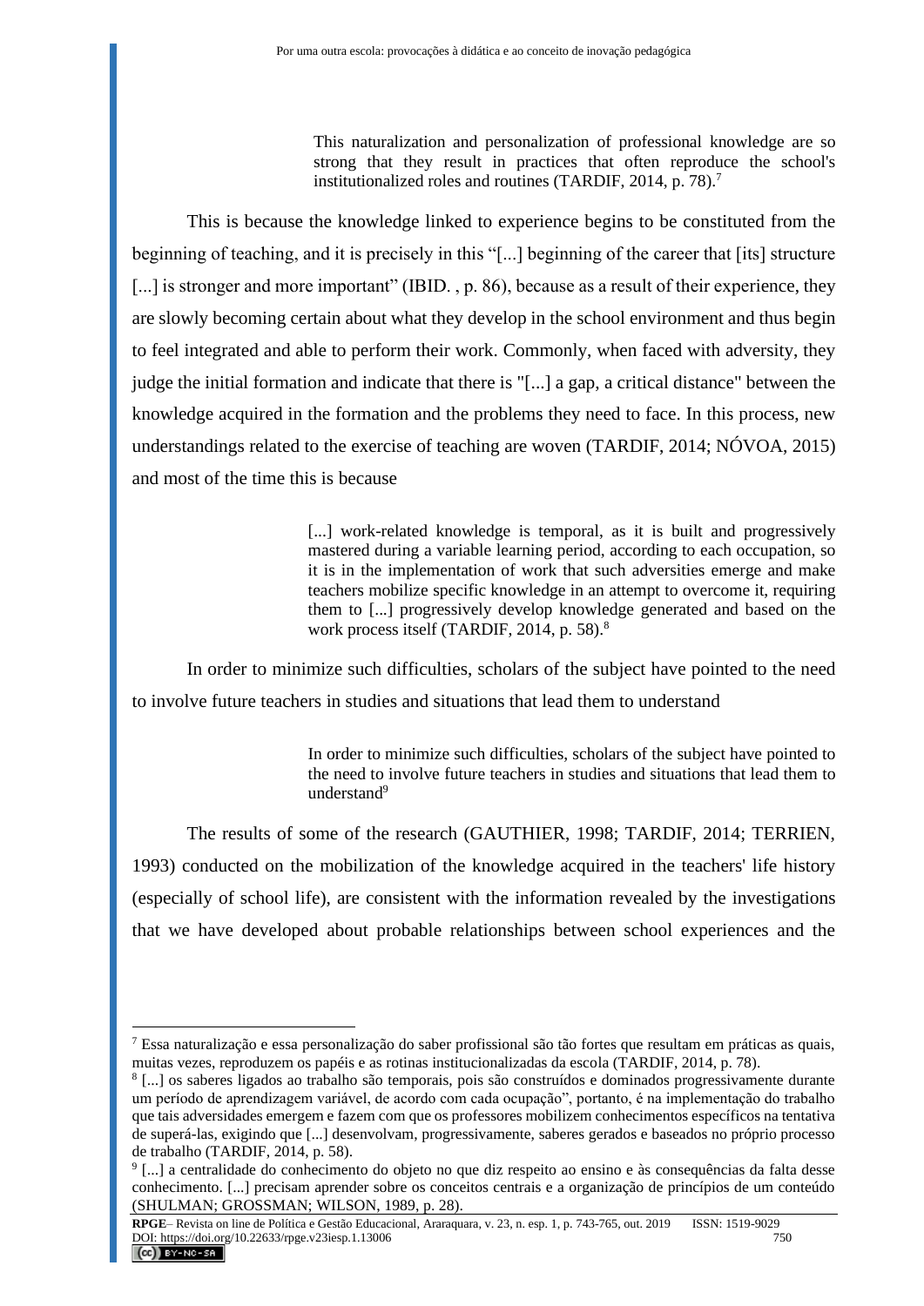> This naturalization and personalization of professional knowledge are so strong that they result in practices that often reproduce the school's institutionalized roles and routines (TARDIF, 2014, p. 78).[7]

This is because the knowledge linked to experience begins to be constituted from the beginning of teaching, and it is precisely in this "[...] beginning of the career that [its] structure [...] is stronger and more important" (IBID. , p. 86), because as a result of their experience, they are slowly becoming certain about what they develop in the school environment and thus begin to feel integrated and able to perform their work. Commonly, when faced with adversity, they judge the initial formation and indicate that there is "[...] a gap, a critical distance" between the knowledge acquired in the formation and the problems they need to face. In this process, new understandings related to the exercise of teaching are woven (TARDIF, 2014; NÓVOA, 2015) and most of the time this is because

> [...] work-related knowledge is temporal, as it is built and progressively mastered during a variable learning period, according to each occupation, so it is in the implementation of work that such adversities emerge and make teachers mobilize specific knowledge in an attempt to overcome it, requiring them to [...] progressively develop knowledge generated and based on the work process itself (TARDIF, 2014, p. 58).[8]

In order to minimize such difficulties, scholars of the subject have pointed to the need to involve future teachers in studies and situations that lead them to understand

> In order to minimize such difficulties, scholars of the subject have pointed to the need to involve future teachers in studies and situations that lead them to understand[9]

The results of some of the research (GAUTHIER, 1998; TARDIF, 2014; TERRIEN, 1993) conducted on the mobilization of the knowledge acquired in the teachers' life history (especially of school life), are consistent with the information revealed by the investigations that we have developed about probable relationships between school experiences and the

---

[7] Essa naturalização e essa personalização do saber profissional são tão fortes que resultam em práticas as quais, muitas vezes, reproduzem os papéis e as rotinas institucionalizadas da escola (TARDIF, 2014, p. 78).

[8] [...] os saberes ligados ao trabalho são temporais, pois são construídos e dominados progressivamente durante um período de aprendizagem variável, de acordo com cada ocupação", portanto, é na implementação do trabalho que tais adversidades emergem e fazem com que os professores mobilizem conhecimentos específicos na tentativa de superá-las, exigindo que [...] desenvolvam, progressivamente, saberes gerados e baseados no próprio processo de trabalho (TARDIF, 2014, p. 58).

[9] [...] a centralidade do conhecimento do objeto no que diz respeito ao ensino e às consequências da falta desse conhecimento. [...] precisam aprender sobre os conceitos centrais e a organização de princípios de um conteúdo (SHULMAN; GROSSMAN; WILSON, 1989, p. 28).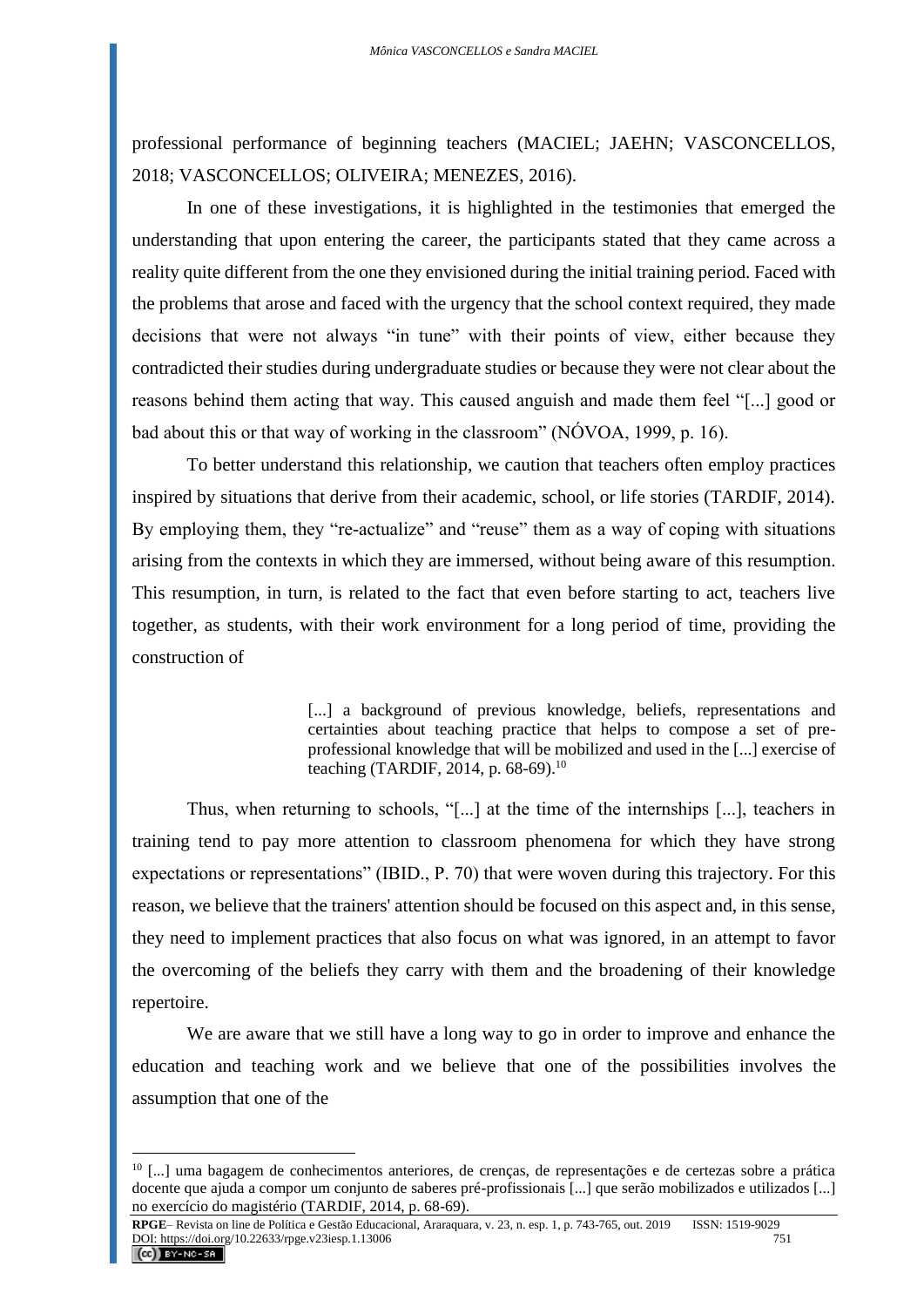professional performance of beginning teachers (MACIEL; JAEHN; VASCONCELLOS, 2018; VASCONCELLOS; OLIVEIRA; MENEZES, 2016).

In one of these investigations, it is highlighted in the testimonies that emerged the understanding that upon entering the career, the participants stated that they came across a reality quite different from the one they envisioned during the initial training period. Faced with the problems that arose and faced with the urgency that the school context required, they made decisions that were not always "in tune" with their points of view, either because they contradicted their studies during undergraduate studies or because they were not clear about the reasons behind them acting that way. This caused anguish and made them feel "[...] good or bad about this or that way of working in the classroom" (NÓVOA, 1999, p. 16).

To better understand this relationship, we caution that teachers often employ practices inspired by situations that derive from their academic, school, or life stories (TARDIF, 2014). By employing them, they "re-actualize" and "reuse" them as a way of coping with situations arising from the contexts in which they are immersed, without being aware of this resumption. This resumption, in turn, is related to the fact that even before starting to act, teachers live together, as students, with their work environment for a long period of time, providing the construction of

> [...] a background of previous knowledge, beliefs, representations and certainties about teaching practice that helps to compose a set of pre-professional knowledge that will be mobilized and used in the [...] exercise of teaching (TARDIF, 2014, p. 68-69).[10]

Thus, when returning to schools, "[...] at the time of the internships [...], teachers in training tend to pay more attention to classroom phenomena for which they have strong expectations or representations" (IBID., P. 70) that were woven during this trajectory. For this reason, we believe that the trainers' attention should be focused on this aspect and, in this sense, they need to implement practices that also focus on what was ignored, in an attempt to favor the overcoming of the beliefs they carry with them and the broadening of their knowledge repertoire.

We are aware that we still have a long way to go in order to improve and enhance the education and teaching work and we believe that one of the possibilities involves the assumption that one of the

---

[10] [...] uma bagagem de conhecimentos anteriores, de crenças, de representações e de certezas sobre a prática docente que ajuda a compor um conjunto de saberes pré-profissionais [...] que serão mobilizados e utilizados [...] no exercício do magistério (TARDIF, 2014, p. 68-69).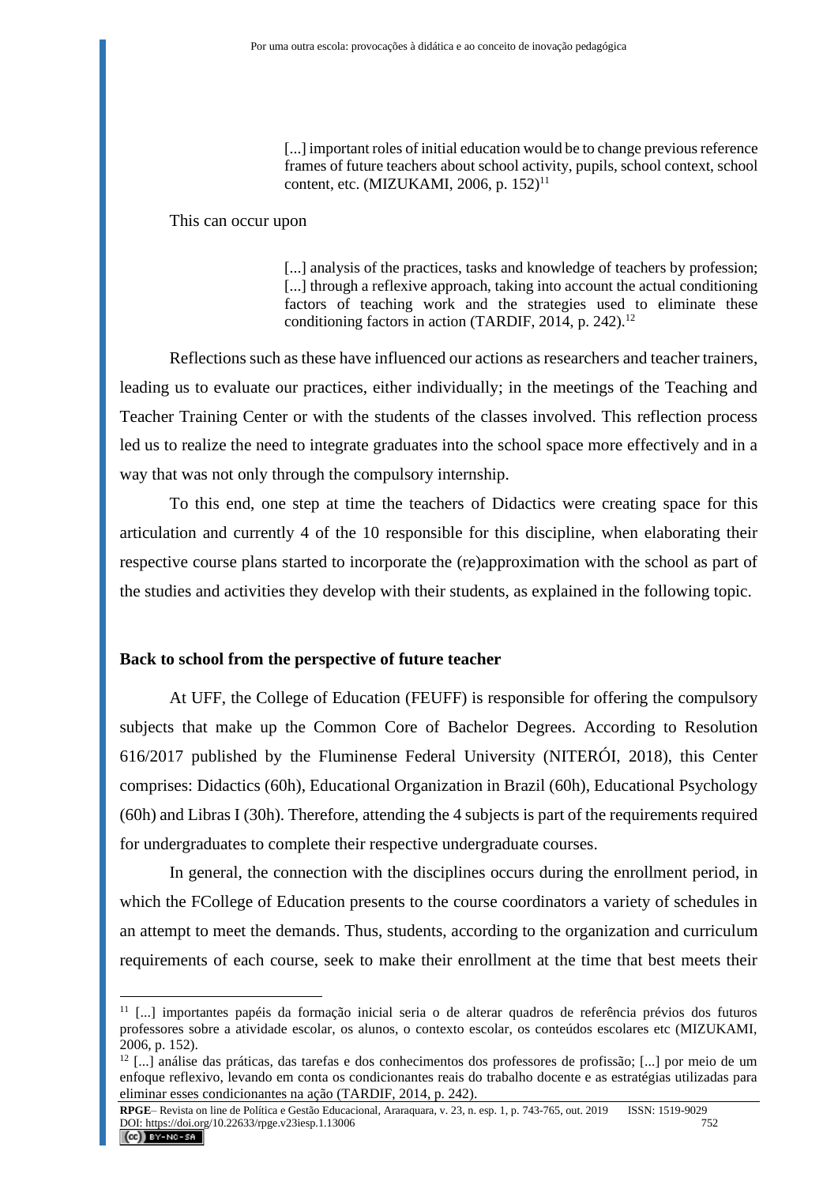> [...] important roles of initial education would be to change previous reference frames of future teachers about school activity, pupils, school context, school content, etc. (MIZUKAMI, 2006, p. 152)[11]

This can occur upon

> [...] analysis of the practices, tasks and knowledge of teachers by profession; [...] through a reflexive approach, taking into account the actual conditioning factors of teaching work and the strategies used to eliminate these conditioning factors in action (TARDIF, 2014, p. 242).[12]

Reflections such as these have influenced our actions as researchers and teacher trainers, leading us to evaluate our practices, either individually; in the meetings of the Teaching and Teacher Training Center or with the students of the classes involved. This reflection process led us to realize the need to integrate graduates into the school space more effectively and in a way that was not only through the compulsory internship.

To this end, one step at time the teachers of Didactics were creating space for this articulation and currently 4 of the 10 responsible for this discipline, when elaborating their respective course plans started to incorporate the (re)approximation with the school as part of the studies and activities they develop with their students, as explained in the following topic.

## Back to school from the perspective of future teacher

At UFF, the College of Education (FEUFF) is responsible for offering the compulsory subjects that make up the Common Core of Bachelor Degrees. According to Resolution 616/2017 published by the Fluminense Federal University (NITERÓI, 2018), this Center comprises: Didactics (60h), Educational Organization in Brazil (60h), Educational Psychology (60h) and Libras I (30h). Therefore, attending the 4 subjects is part of the requirements required for undergraduates to complete their respective undergraduate courses.

In general, the connection with the disciplines occurs during the enrollment period, in which the FCollege of Education presents to the course coordinators a variety of schedules in an attempt to meet the demands. Thus, students, according to the organization and curriculum requirements of each course, seek to make their enrollment at the time that best meets their

---

[11] [...] importantes papéis da formação inicial seria o de alterar quadros de referência prévios dos futuros professores sobre a atividade escolar, os alunos, o contexto escolar, os conteúdos escolares etc (MIZUKAMI, 2006, p. 152).

[12] [...] análise das práticas, das tarefas e dos conhecimentos dos professores de profissão; [...] por meio de um enfoque reflexivo, levando em conta os condicionantes reais do trabalho docente e as estratégias utilizadas para eliminar esses condicionantes na ação (TARDIF, 2014, p. 242).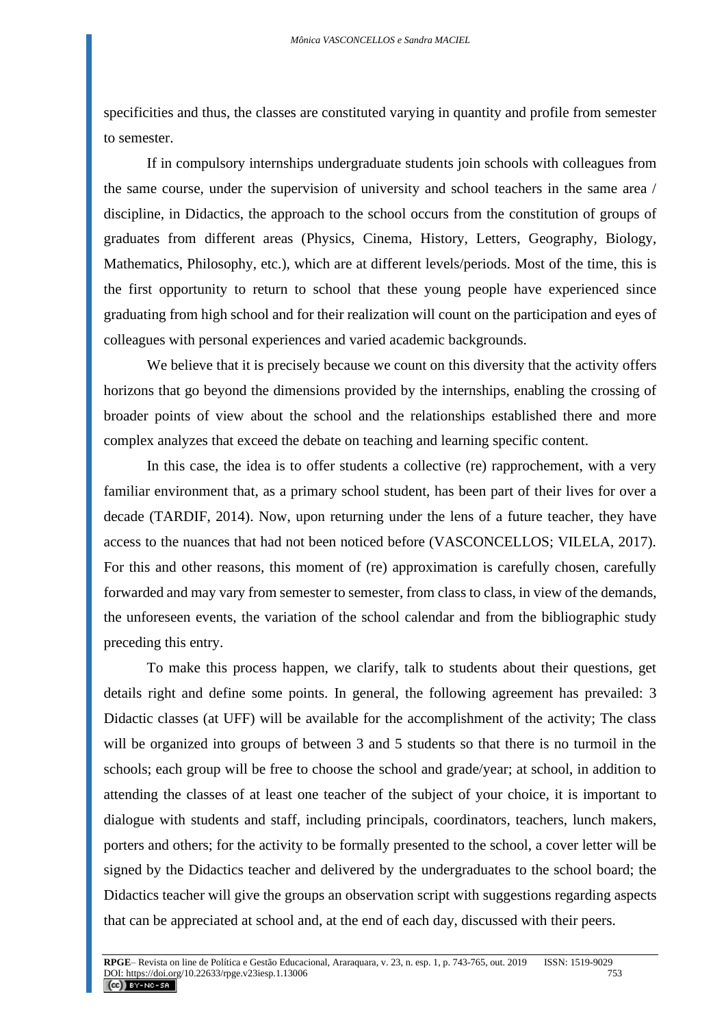specificities and thus, the classes are constituted varying in quantity and profile from semester to semester.

If in compulsory internships undergraduate students join schools with colleagues from the same course, under the supervision of university and school teachers in the same area / discipline, in Didactics, the approach to the school occurs from the constitution of groups of graduates from different areas (Physics, Cinema, History, Letters, Geography, Biology, Mathematics, Philosophy, etc.), which are at different levels/periods. Most of the time, this is the first opportunity to return to school that these young people have experienced since graduating from high school and for their realization will count on the participation and eyes of colleagues with personal experiences and varied academic backgrounds.

We believe that it is precisely because we count on this diversity that the activity offers horizons that go beyond the dimensions provided by the internships, enabling the crossing of broader points of view about the school and the relationships established there and more complex analyzes that exceed the debate on teaching and learning specific content.

In this case, the idea is to offer students a collective (re) rapprochement, with a very familiar environment that, as a primary school student, has been part of their lives for over a decade (TARDIF, 2014). Now, upon returning under the lens of a future teacher, they have access to the nuances that had not been noticed before (VASCONCELLOS; VILELA, 2017). For this and other reasons, this moment of (re) approximation is carefully chosen, carefully forwarded and may vary from semester to semester, from class to class, in view of the demands, the unforeseen events, the variation of the school calendar and from the bibliographic study preceding this entry.

To make this process happen, we clarify, talk to students about their questions, get details right and define some points. In general, the following agreement has prevailed: 3 Didactic classes (at UFF) will be available for the accomplishment of the activity; The class will be organized into groups of between 3 and 5 students so that there is no turmoil in the schools; each group will be free to choose the school and grade/year; at school, in addition to attending the classes of at least one teacher of the subject of your choice, it is important to dialogue with students and staff, including principals, coordinators, teachers, lunch makers, porters and others; for the activity to be formally presented to the school, a cover letter will be signed by the Didactics teacher and delivered by the undergraduates to the school board; the Didactics teacher will give the groups an observation script with suggestions regarding aspects that can be appreciated at school and, at the end of each day, discussed with their peers.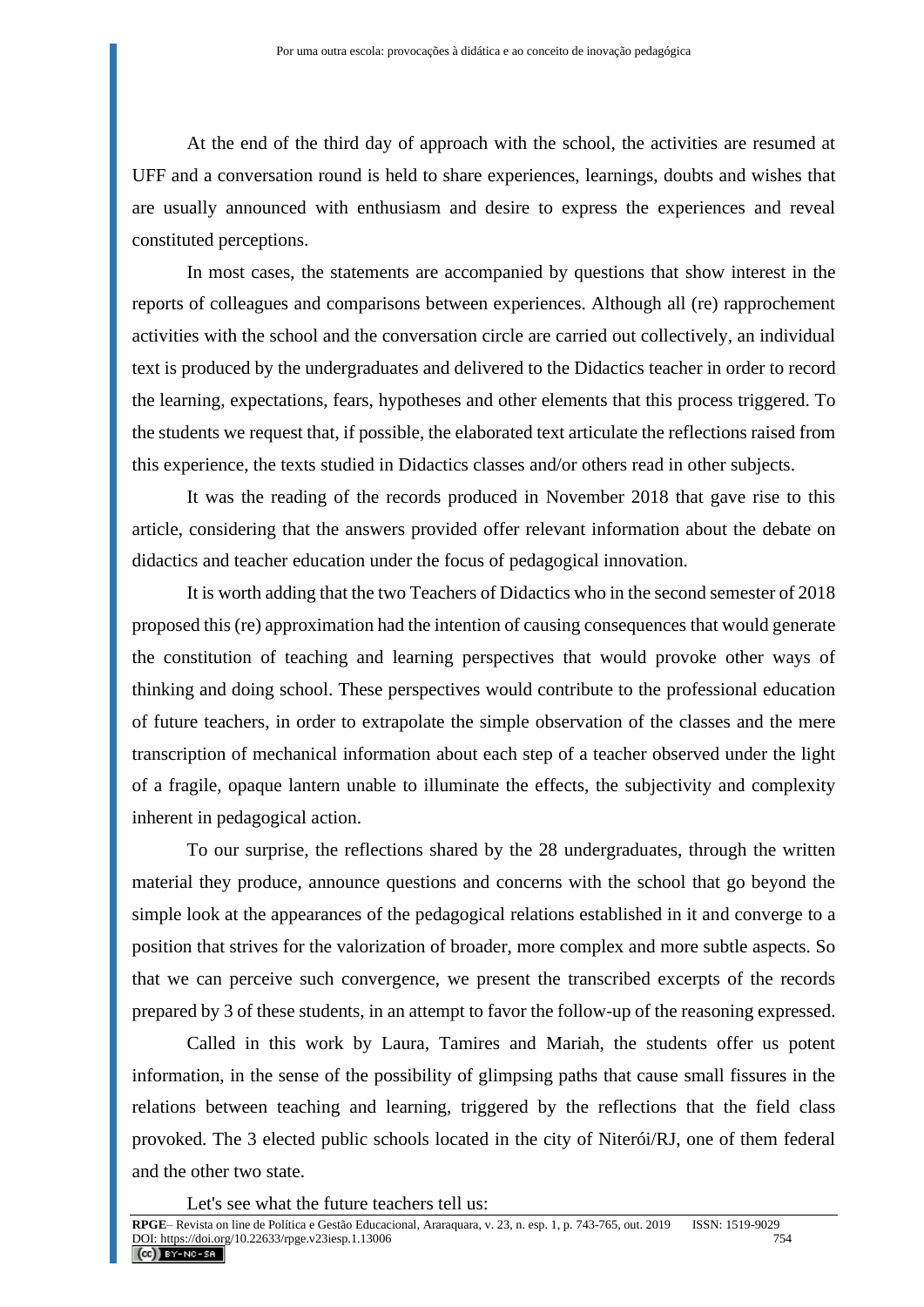At the end of the third day of approach with the school, the activities are resumed at UFF and a conversation round is held to share experiences, learnings, doubts and wishes that are usually announced with enthusiasm and desire to express the experiences and reveal constituted perceptions.

In most cases, the statements are accompanied by questions that show interest in the reports of colleagues and comparisons between experiences. Although all (re) rapprochement activities with the school and the conversation circle are carried out collectively, an individual text is produced by the undergraduates and delivered to the Didactics teacher in order to record the learning, expectations, fears, hypotheses and other elements that this process triggered. To the students we request that, if possible, the elaborated text articulate the reflections raised from this experience, the texts studied in Didactics classes and/or others read in other subjects.

It was the reading of the records produced in November 2018 that gave rise to this article, considering that the answers provided offer relevant information about the debate on didactics and teacher education under the focus of pedagogical innovation.

It is worth adding that the two Teachers of Didactics who in the second semester of 2018 proposed this (re) approximation had the intention of causing consequences that would generate the constitution of teaching and learning perspectives that would provoke other ways of thinking and doing school. These perspectives would contribute to the professional education of future teachers, in order to extrapolate the simple observation of the classes and the mere transcription of mechanical information about each step of a teacher observed under the light of a fragile, opaque lantern unable to illuminate the effects, the subjectivity and complexity inherent in pedagogical action.

To our surprise, the reflections shared by the 28 undergraduates, through the written material they produce, announce questions and concerns with the school that go beyond the simple look at the appearances of the pedagogical relations established in it and converge to a position that strives for the valorization of broader, more complex and more subtle aspects. So that we can perceive such convergence, we present the transcribed excerpts of the records prepared by 3 of these students, in an attempt to favor the follow-up of the reasoning expressed.

Called in this work by Laura, Tamires and Mariah, the students offer us potent information, in the sense of the possibility of glimpsing paths that cause small fissures in the relations between teaching and learning, triggered by the reflections that the field class provoked. The 3 elected public schools located in the city of Niterói/RJ, one of them federal and the other two state.

Let's see what the future teachers tell us: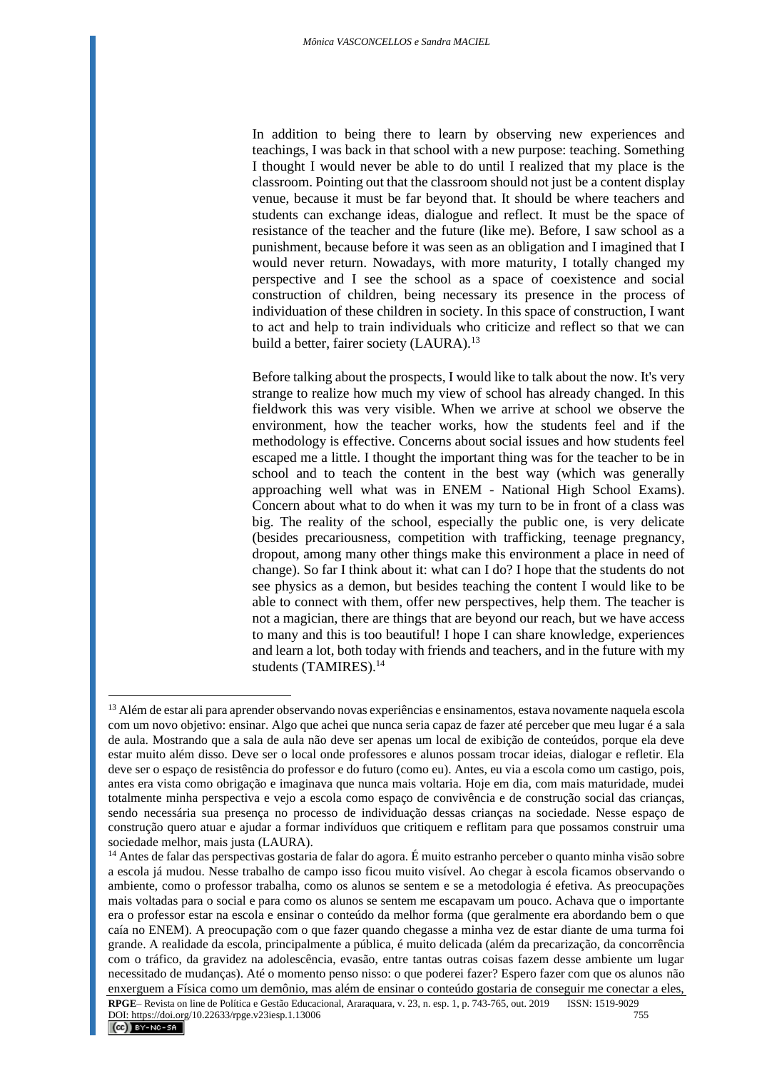> In addition to being there to learn by observing new experiences and teachings, I was back in that school with a new purpose: teaching. Something I thought I would never be able to do until I realized that my place is the classroom. Pointing out that the classroom should not just be a content display venue, because it must be far beyond that. It should be where teachers and students can exchange ideas, dialogue and reflect. It must be the space of resistance of the teacher and the future (like me). Before, I saw school as a punishment, because before it was seen as an obligation and I imagined that I would never return. Nowadays, with more maturity, I totally changed my perspective and I see the school as a space of coexistence and social construction of children, being necessary its presence in the process of individuation of these children in society. In this space of construction, I want to act and help to train individuals who criticize and reflect so that we can build a better, fairer society (LAURA).[13]

> Before talking about the prospects, I would like to talk about the now. It's very strange to realize how much my view of school has already changed. In this fieldwork this was very visible. When we arrive at school we observe the environment, how the teacher works, how the students feel and if the methodology is effective. Concerns about social issues and how students feel escaped me a little. I thought the important thing was for the teacher to be in school and to teach the content in the best way (which was generally approaching well what was in ENEM - National High School Exams). Concern about what to do when it was my turn to be in front of a class was big. The reality of the school, especially the public one, is very delicate (besides precariousness, competition with trafficking, teenage pregnancy, dropout, among many other things make this environment a place in need of change). So far I think about it: what can I do? I hope that the students do not see physics as a demon, but besides teaching the content I would like to be able to connect with them, offer new perspectives, help them. The teacher is not a magician, there are things that are beyond our reach, but we have access to many and this is too beautiful! I hope I can share knowledge, experiences and learn a lot, both today with friends and teachers, and in the future with my students (TAMIRES).[14]

---

[13] Além de estar ali para aprender observando novas experiências e ensinamentos, estava novamente naquela escola com um novo objetivo: ensinar. Algo que achei que nunca seria capaz de fazer até perceber que meu lugar é a sala de aula. Mostrando que a sala de aula não deve ser apenas um local de exibição de conteúdos, porque ela deve estar muito além disso. Deve ser o local onde professores e alunos possam trocar ideias, dialogar e refletir. Ela deve ser o espaço de resistência do professor e do futuro (como eu). Antes, eu via a escola como um castigo, pois, antes era vista como obrigação e imaginava que nunca mais voltaria. Hoje em dia, com mais maturidade, mudei totalmente minha perspectiva e vejo a escola como espaço de convivência e de construção social das crianças, sendo necessária sua presença no processo de individuação dessas crianças na sociedade. Nesse espaço de construção quero atuar e ajudar a formar indivíduos que critiquem e reflitam para que possamos construir uma sociedade melhor, mais justa (LAURA).

[14] Antes de falar das perspectivas gostaria de falar do agora. É muito estranho perceber o quanto minha visão sobre a escola já mudou. Nesse trabalho de campo isso ficou muito visível. Ao chegar à escola ficamos observando o ambiente, como o professor trabalha, como os alunos se sentem e se a metodologia é efetiva. As preocupações mais voltadas para o social e para como os alunos se sentem me escapavam um pouco. Achava que o importante era o professor estar na escola e ensinar o conteúdo da melhor forma (que geralmente era abordando bem o que caía no ENEM). A preocupação com o que fazer quando chegasse a minha vez de estar diante de uma turma foi grande. A realidade da escola, principalmente a pública, é muito delicada (além da precarização, da concorrência com o tráfico, da gravidez na adolescência, evasão, entre tantas outras coisas fazem desse ambiente um lugar necessitado de mudanças). Até o momento penso nisso: o que poderei fazer? Espero fazer com que os alunos não enxerguem a Física como um demônio, mas além de ensinar o conteúdo gostaria de conseguir me conectar a eles,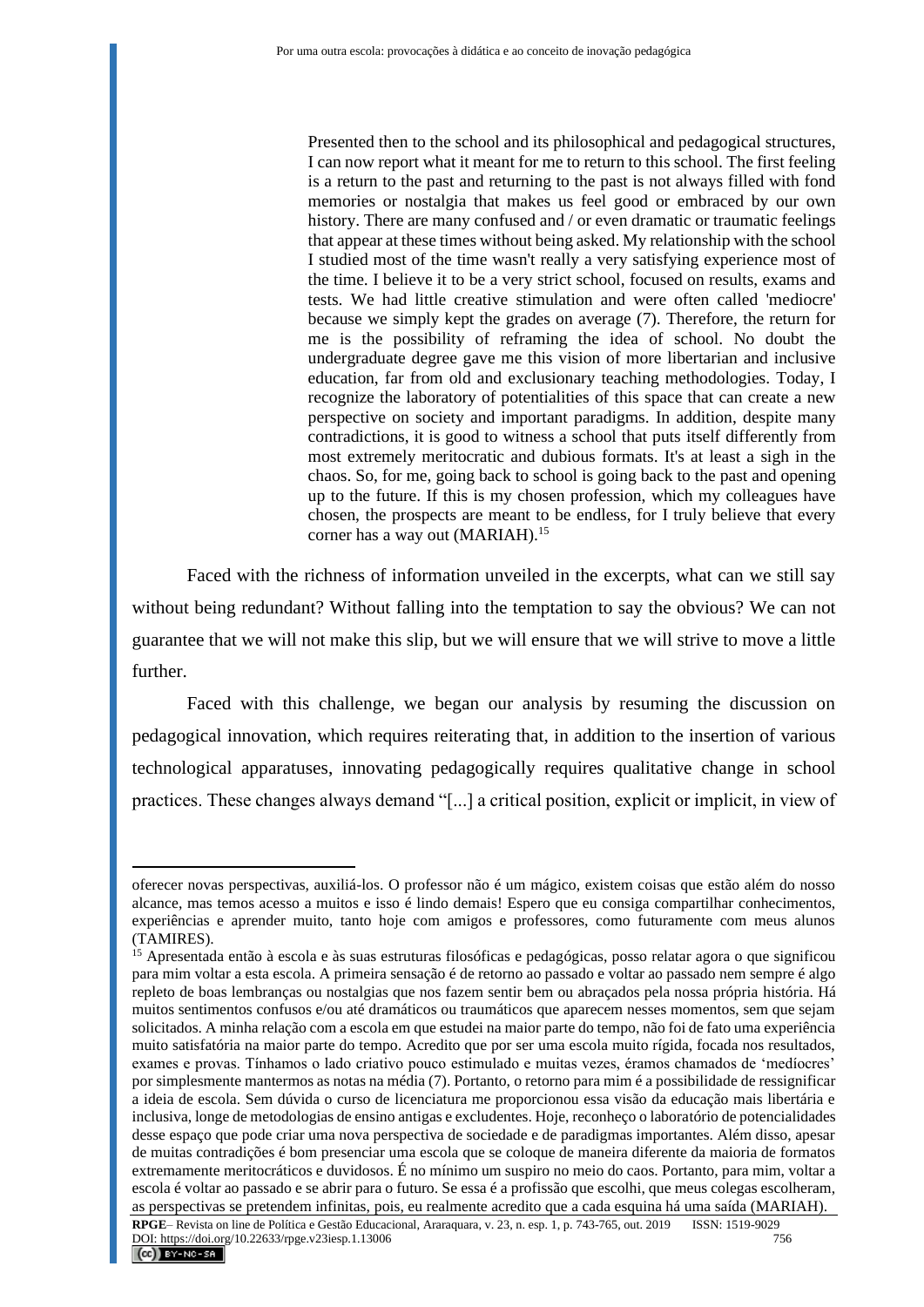> Presented then to the school and its philosophical and pedagogical structures, I can now report what it meant for me to return to this school. The first feeling is a return to the past and returning to the past is not always filled with fond memories or nostalgia that makes us feel good or embraced by our own history. There are many confused and / or even dramatic or traumatic feelings that appear at these times without being asked. My relationship with the school I studied most of the time wasn't really a very satisfying experience most of the time. I believe it to be a very strict school, focused on results, exams and tests. We had little creative stimulation and were often called 'mediocre' because we simply kept the grades on average (7). Therefore, the return for me is the possibility of reframing the idea of school. No doubt the undergraduate degree gave me this vision of more libertarian and inclusive education, far from old and exclusionary teaching methodologies. Today, I recognize the laboratory of potentialities of this space that can create a new perspective on society and important paradigms. In addition, despite many contradictions, it is good to witness a school that puts itself differently from most extremely meritocratic and dubious formats. It's at least a sigh in the chaos. So, for me, going back to school is going back to the past and opening up to the future. If this is my chosen profession, which my colleagues have chosen, the prospects are meant to be endless, for I truly believe that every corner has a way out (MARIAH).[15]

Faced with the richness of information unveiled in the excerpts, what can we still say without being redundant? Without falling into the temptation to say the obvious? We can not guarantee that we will not make this slip, but we will ensure that we will strive to move a little further.

Faced with this challenge, we began our analysis by resuming the discussion on pedagogical innovation, which requires reiterating that, in addition to the insertion of various technological apparatuses, innovating pedagogically requires qualitative change in school practices. These changes always demand "[...] a critical position, explicit or implicit, in view of

---

oferecer novas perspectivas, auxiliá-los. O professor não é um mágico, existem coisas que estão além do nosso alcance, mas temos acesso a muitos e isso é lindo demais! Espero que eu consiga compartilhar conhecimentos, experiências e aprender muito, tanto hoje com amigos e professores, como futuramente com meus alunos (TAMIRES).

[15] Apresentada então à escola e às suas estruturas filosóficas e pedagógicas, posso relatar agora o que significou para mim voltar a esta escola. A primeira sensação é de retorno ao passado e voltar ao passado nem sempre é algo repleto de boas lembranças ou nostalgias que nos fazem sentir bem ou abraçados pela nossa própria história. Há muitos sentimentos confusos e/ou até dramáticos ou traumáticos que aparecem nesses momentos, sem que sejam solicitados. A minha relação com a escola em que estudei na maior parte do tempo, não foi de fato uma experiência muito satisfatória na maior parte do tempo. Acredito que por ser uma escola muito rígida, focada nos resultados, exames e provas. Tínhamos o lado criativo pouco estimulado e muitas vezes, éramos chamados de 'medíocres' por simplesmente mantermos as notas na média (7). Portanto, o retorno para mim é a possibilidade de ressignificar a ideia de escola. Sem dúvida o curso de licenciatura me proporcionou essa visão da educação mais libertária e inclusiva, longe de metodologias de ensino antigas e excludentes. Hoje, reconheço o laboratório de potencialidades desse espaço que pode criar uma nova perspectiva de sociedade e de paradigmas importantes. Além disso, apesar de muitas contradições é bom presenciar uma escola que se coloque de maneira diferente da maioria de formatos extremamente meritocráticos e duvidosos. É no mínimo um suspiro no meio do caos. Portanto, para mim, voltar a escola é voltar ao passado e se abrir para o futuro. Se essa é a profissão que escolhi, que meus colegas escolheram, as perspectivas se pretendem infinitas, pois, eu realmente acredito que a cada esquina há uma saída (MARIAH).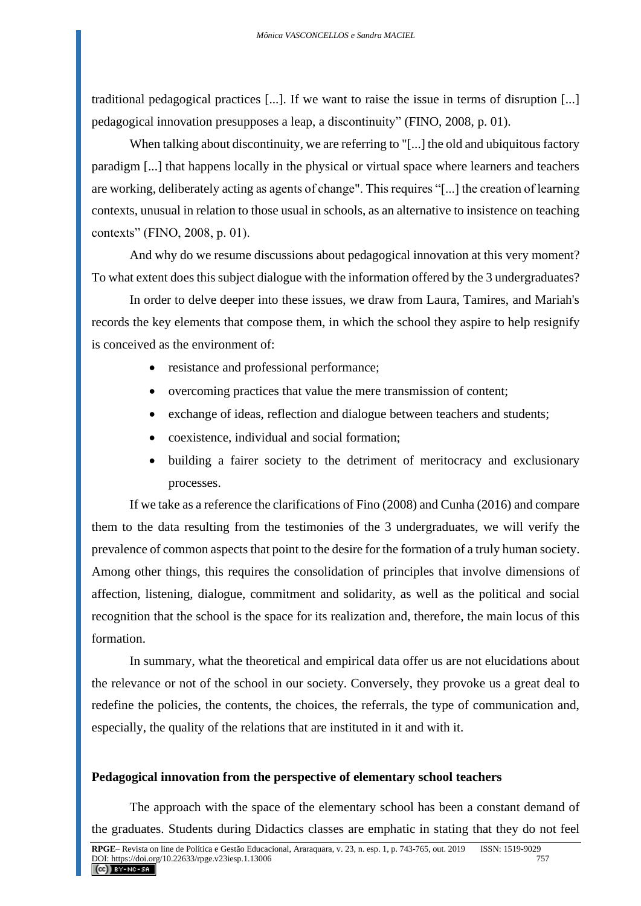traditional pedagogical practices [...]. If we want to raise the issue in terms of disruption [...] pedagogical innovation presupposes a leap, a discontinuity" (FINO, 2008, p. 01).

When talking about discontinuity, we are referring to "[...] the old and ubiquitous factory paradigm [...] that happens locally in the physical or virtual space where learners and teachers are working, deliberately acting as agents of change". This requires "[...] the creation of learning contexts, unusual in relation to those usual in schools, as an alternative to insistence on teaching contexts" (FINO, 2008, p. 01).

And why do we resume discussions about pedagogical innovation at this very moment? To what extent does this subject dialogue with the information offered by the 3 undergraduates?

In order to delve deeper into these issues, we draw from Laura, Tamires, and Mariah's records the key elements that compose them, in which the school they aspire to help resignify is conceived as the environment of:

- resistance and professional performance;
- overcoming practices that value the mere transmission of content;
- exchange of ideas, reflection and dialogue between teachers and students;
- coexistence, individual and social formation;
- building a fairer society to the detriment of meritocracy and exclusionary processes.

If we take as a reference the clarifications of Fino (2008) and Cunha (2016) and compare them to the data resulting from the testimonies of the 3 undergraduates, we will verify the prevalence of common aspects that point to the desire for the formation of a truly human society. Among other things, this requires the consolidation of principles that involve dimensions of affection, listening, dialogue, commitment and solidarity, as well as the political and social recognition that the school is the space for its realization and, therefore, the main locus of this formation.

In summary, what the theoretical and empirical data offer us are not elucidations about the relevance or not of the school in our society. Conversely, they provoke us a great deal to redefine the policies, the contents, the choices, the referrals, the type of communication and, especially, the quality of the relations that are instituted in it and with it.

## Pedagogical innovation from the perspective of elementary school teachers

The approach with the space of the elementary school has been a constant demand of the graduates. Students during Didactics classes are emphatic in stating that they do not feel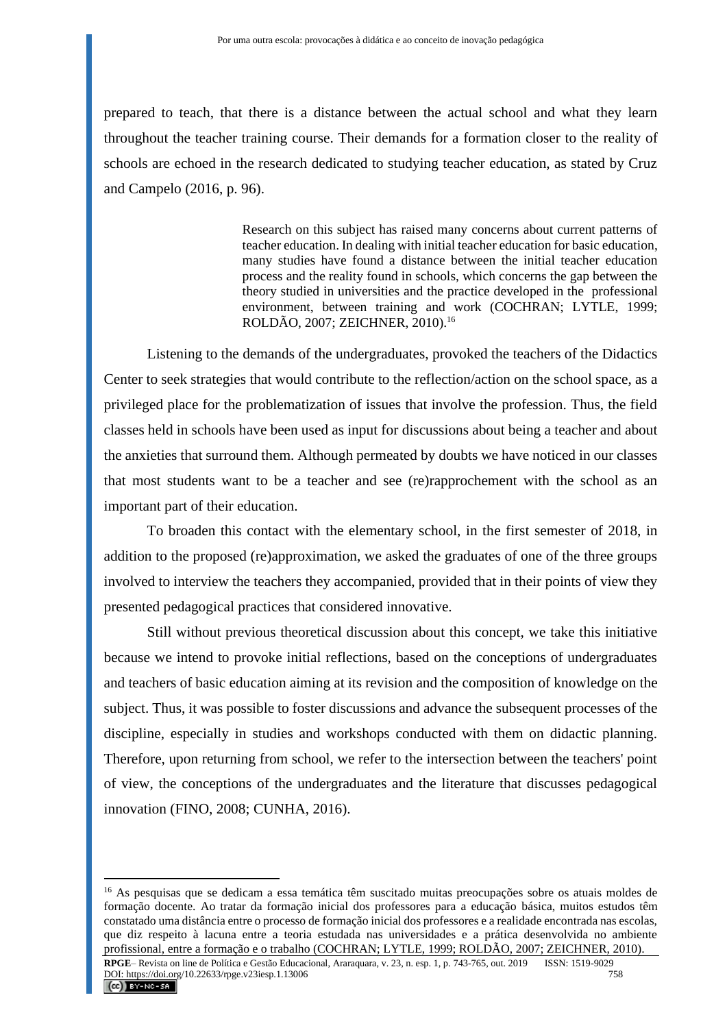prepared to teach, that there is a distance between the actual school and what they learn throughout the teacher training course. Their demands for a formation closer to the reality of schools are echoed in the research dedicated to studying teacher education, as stated by Cruz and Campelo (2016, p. 96).

> Research on this subject has raised many concerns about current patterns of teacher education. In dealing with initial teacher education for basic education, many studies have found a distance between the initial teacher education process and the reality found in schools, which concerns the gap between the theory studied in universities and the practice developed in the professional environment, between training and work (COCHRAN; LYTLE, 1999; ROLDÃO, 2007; ZEICHNER, 2010).[16]

Listening to the demands of the undergraduates, provoked the teachers of the Didactics Center to seek strategies that would contribute to the reflection/action on the school space, as a privileged place for the problematization of issues that involve the profession. Thus, the field classes held in schools have been used as input for discussions about being a teacher and about the anxieties that surround them. Although permeated by doubts we have noticed in our classes that most students want to be a teacher and see (re)rapprochement with the school as an important part of their education.

To broaden this contact with the elementary school, in the first semester of 2018, in addition to the proposed (re)approximation, we asked the graduates of one of the three groups involved to interview the teachers they accompanied, provided that in their points of view they presented pedagogical practices that considered innovative.

Still without previous theoretical discussion about this concept, we take this initiative because we intend to provoke initial reflections, based on the conceptions of undergraduates and teachers of basic education aiming at its revision and the composition of knowledge on the subject. Thus, it was possible to foster discussions and advance the subsequent processes of the discipline, especially in studies and workshops conducted with them on didactic planning. Therefore, upon returning from school, we refer to the intersection between the teachers' point of view, the conceptions of the undergraduates and the literature that discusses pedagogical innovation (FINO, 2008; CUNHA, 2016).

---

[16] As pesquisas que se dedicam a essa temática têm suscitado muitas preocupações sobre os atuais moldes de formação docente. Ao tratar da formação inicial dos professores para a educação básica, muitos estudos têm constatado uma distância entre o processo de formação inicial dos professores e a realidade encontrada nas escolas, que diz respeito à lacuna entre a teoria estudada nas universidades e a prática desenvolvida no ambiente profissional, entre a formação e o trabalho (COCHRAN; LYTLE, 1999; ROLDÃO, 2007; ZEICHNER, 2010).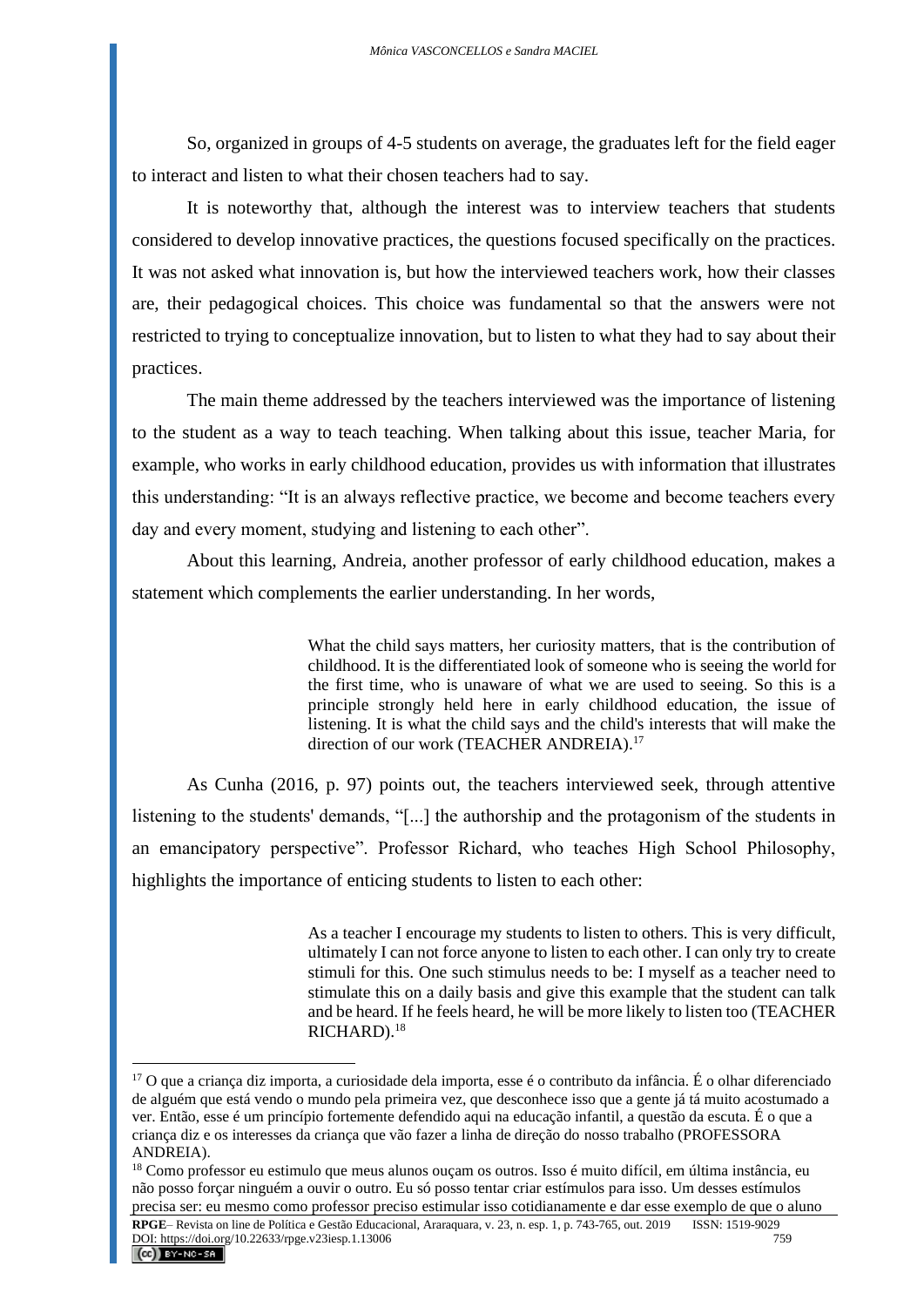So, organized in groups of 4-5 students on average, the graduates left for the field eager to interact and listen to what their chosen teachers had to say.

It is noteworthy that, although the interest was to interview teachers that students considered to develop innovative practices, the questions focused specifically on the practices. It was not asked what innovation is, but how the interviewed teachers work, how their classes are, their pedagogical choices. This choice was fundamental so that the answers were not restricted to trying to conceptualize innovation, but to listen to what they had to say about their practices.

The main theme addressed by the teachers interviewed was the importance of listening to the student as a way to teach teaching. When talking about this issue, teacher Maria, for example, who works in early childhood education, provides us with information that illustrates this understanding: "It is an always reflective practice, we become and become teachers every day and every moment, studying and listening to each other".

About this learning, Andreia, another professor of early childhood education, makes a statement which complements the earlier understanding. In her words,

> What the child says matters, her curiosity matters, that is the contribution of childhood. It is the differentiated look of someone who is seeing the world for the first time, who is unaware of what we are used to seeing. So this is a principle strongly held here in early childhood education, the issue of listening. It is what the child says and the child's interests that will make the direction of our work (TEACHER ANDREIA).[17]

As Cunha (2016, p. 97) points out, the teachers interviewed seek, through attentive listening to the students' demands, "[...] the authorship and the protagonism of the students in an emancipatory perspective". Professor Richard, who teaches High School Philosophy, highlights the importance of enticing students to listen to each other:

> As a teacher I encourage my students to listen to others. This is very difficult, ultimately I can not force anyone to listen to each other. I can only try to create stimuli for this. One such stimulus needs to be: I myself as a teacher need to stimulate this on a daily basis and give this example that the student can talk and be heard. If he feels heard, he will be more likely to listen too (TEACHER RICHARD).[18]

---

[17] O que a criança diz importa, a curiosidade dela importa, esse é o contributo da infância. É o olhar diferenciado de alguém que está vendo o mundo pela primeira vez, que desconhece isso que a gente já tá muito acostumado a ver. Então, esse é um princípio fortemente defendido aqui na educação infantil, a questão da escuta. É o que a criança diz e os interesses da criança que vão fazer a linha de direção do nosso trabalho (PROFESSORA ANDREIA).

[18] Como professor eu estimulo que meus alunos ouçam os outros. Isso é muito difícil, em última instância, eu não posso forçar ninguém a ouvir o outro. Eu só posso tentar criar estímulos para isso. Um desses estímulos precisa ser: eu mesmo como professor preciso estimular isso cotidianamente e dar esse exemplo de que o aluno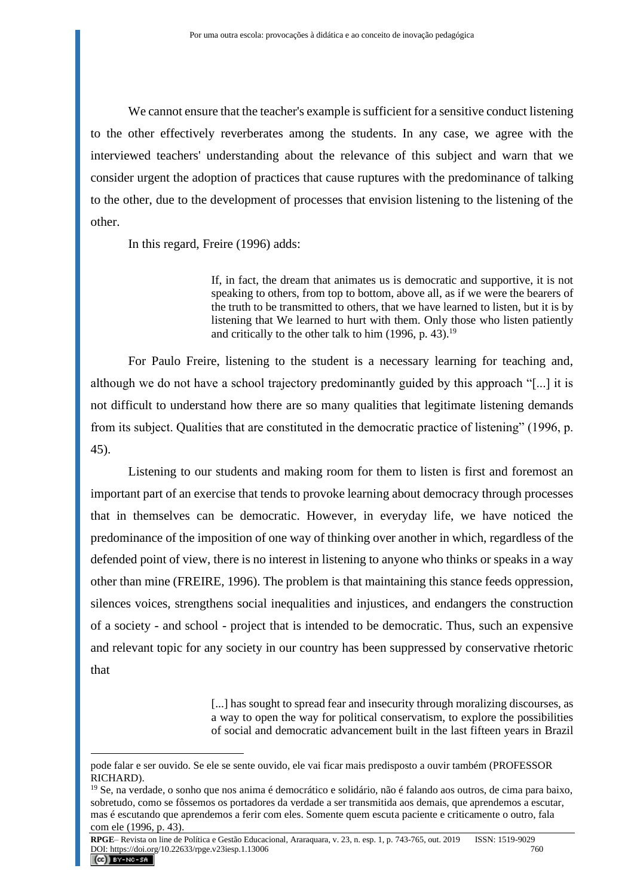We cannot ensure that the teacher's example is sufficient for a sensitive conduct listening to the other effectively reverberates among the students. In any case, we agree with the interviewed teachers' understanding about the relevance of this subject and warn that we consider urgent the adoption of practices that cause ruptures with the predominance of talking to the other, due to the development of processes that envision listening to the listening of the other.

In this regard, Freire (1996) adds:

> If, in fact, the dream that animates us is democratic and supportive, it is not speaking to others, from top to bottom, above all, as if we were the bearers of the truth to be transmitted to others, that we have learned to listen, but it is by listening that We learned to hurt with them. Only those who listen patiently and critically to the other talk to him (1996, p. 43).[19]

For Paulo Freire, listening to the student is a necessary learning for teaching and, although we do not have a school trajectory predominantly guided by this approach "[...] it is not difficult to understand how there are so many qualities that legitimate listening demands from its subject. Qualities that are constituted in the democratic practice of listening" (1996, p. 45).

Listening to our students and making room for them to listen is first and foremost an important part of an exercise that tends to provoke learning about democracy through processes that in themselves can be democratic. However, in everyday life, we have noticed the predominance of the imposition of one way of thinking over another in which, regardless of the defended point of view, there is no interest in listening to anyone who thinks or speaks in a way other than mine (FREIRE, 1996). The problem is that maintaining this stance feeds oppression, silences voices, strengthens social inequalities and injustices, and endangers the construction of a society - and school - project that is intended to be democratic. Thus, such an expensive and relevant topic for any society in our country has been suppressed by conservative rhetoric that

> [...] has sought to spread fear and insecurity through moralizing discourses, as a way to open the way for political conservatism, to explore the possibilities of social and democratic advancement built in the last fifteen years in Brazil

---

pode falar e ser ouvido. Se ele se sente ouvido, ele vai ficar mais predisposto a ouvir também (PROFESSOR RICHARD).

[19] Se, na verdade, o sonho que nos anima é democrático e solidário, não é falando aos outros, de cima para baixo, sobretudo, como se fôssemos os portadores da verdade a ser transmitida aos demais, que aprendemos a escutar, mas é escutando que aprendemos a ferir com eles. Somente quem escuta paciente e criticamente o outro, fala com ele (1996, p. 43).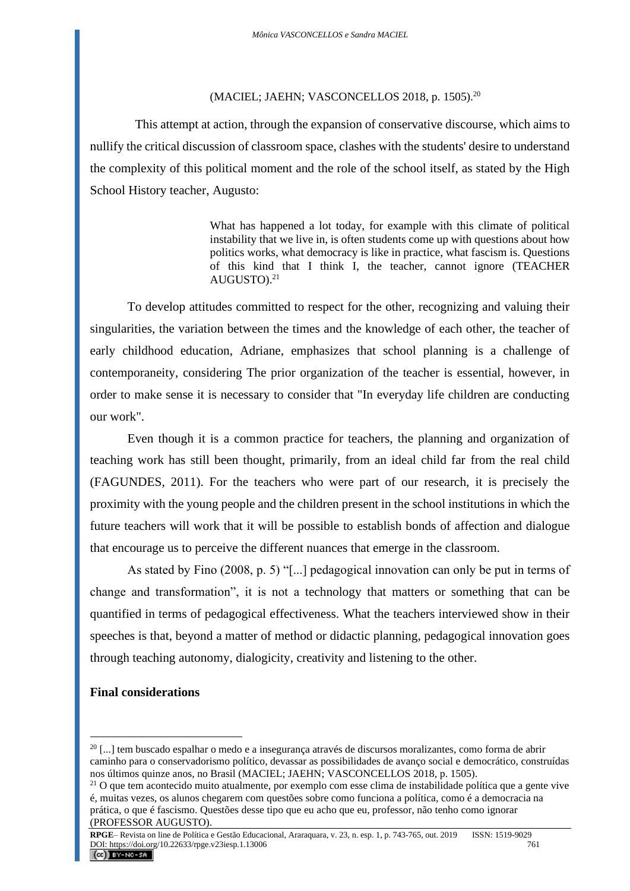(MACIEL; JAEHN; VASCONCELLOS 2018, p. 1505).[20]

This attempt at action, through the expansion of conservative discourse, which aims to nullify the critical discussion of classroom space, clashes with the students' desire to understand the complexity of this political moment and the role of the school itself, as stated by the High School History teacher, Augusto:

> What has happened a lot today, for example with this climate of political instability that we live in, is often students come up with questions about how politics works, what democracy is like in practice, what fascism is. Questions of this kind that I think I, the teacher, cannot ignore (TEACHER AUGUSTO).[21]

To develop attitudes committed to respect for the other, recognizing and valuing their singularities, the variation between the times and the knowledge of each other, the teacher of early childhood education, Adriane, emphasizes that school planning is a challenge of contemporaneity, considering The prior organization of the teacher is essential, however, in order to make sense it is necessary to consider that "In everyday life children are conducting our work".

Even though it is a common practice for teachers, the planning and organization of teaching work has still been thought, primarily, from an ideal child far from the real child (FAGUNDES, 2011). For the teachers who were part of our research, it is precisely the proximity with the young people and the children present in the school institutions in which the future teachers will work that it will be possible to establish bonds of affection and dialogue that encourage us to perceive the different nuances that emerge in the classroom.

As stated by Fino (2008, p. 5) "[...] pedagogical innovation can only be put in terms of change and transformation", it is not a technology that matters or something that can be quantified in terms of pedagogical effectiveness. What the teachers interviewed show in their speeches is that, beyond a matter of method or didactic planning, pedagogical innovation goes through teaching autonomy, dialogicity, creativity and listening to the other.

## Final considerations

---

[20] [...] tem buscado espalhar o medo e a insegurança através de discursos moralizantes, como forma de abrir caminho para o conservadorismo político, devassar as possibilidades de avanço social e democrático, construídas nos últimos quinze anos, no Brasil (MACIEL; JAEHN; VASCONCELLOS 2018, p. 1505).

[21] O que tem acontecido muito atualmente, por exemplo com esse clima de instabilidade política que a gente vive é, muitas vezes, os alunos chegarem com questões sobre como funciona a política, como é a democracia na prática, o que é fascismo. Questões desse tipo que eu acho que eu, professor, não tenho como ignorar (PROFESSOR AUGUSTO).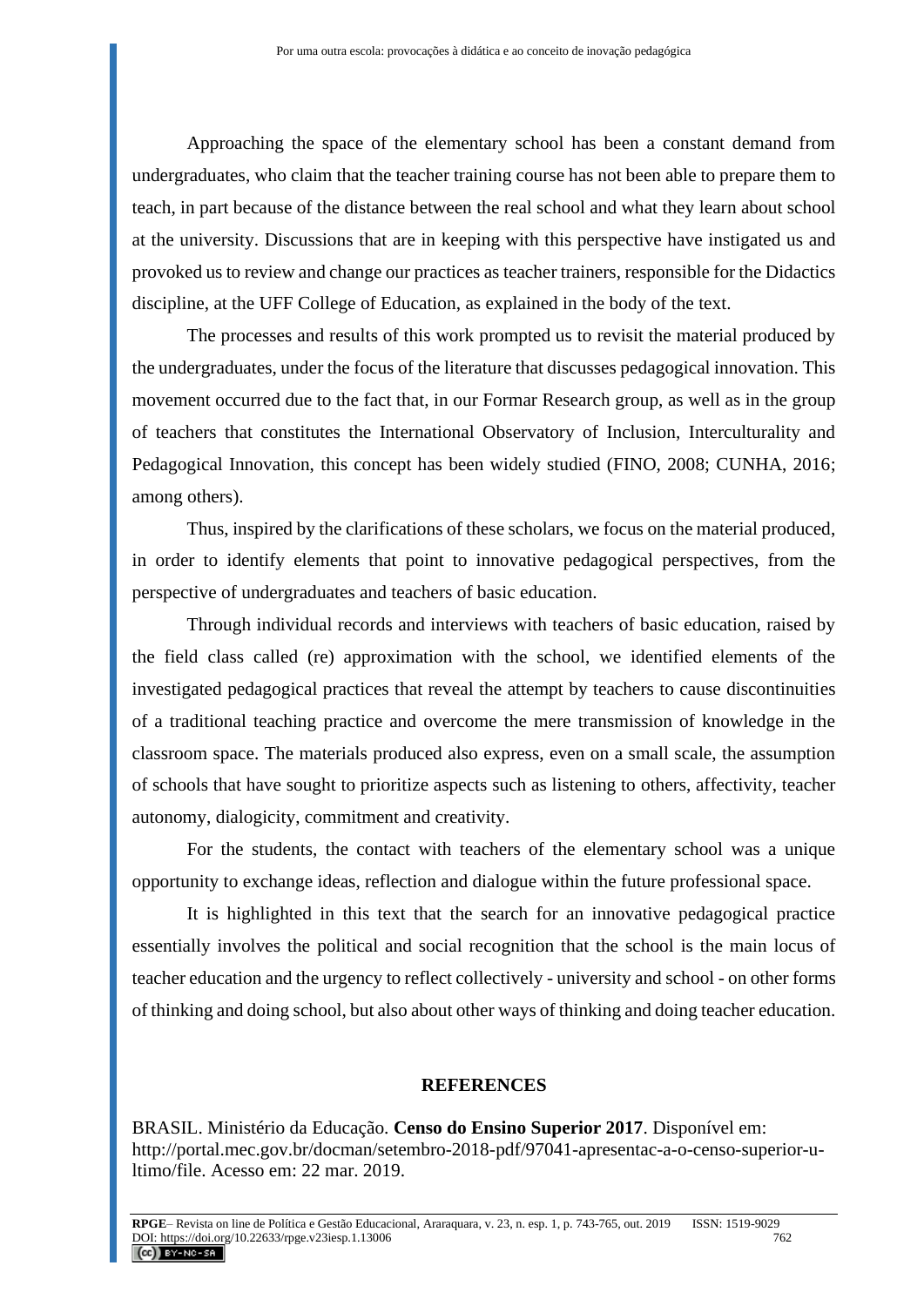Approaching the space of the elementary school has been a constant demand from undergraduates, who claim that the teacher training course has not been able to prepare them to teach, in part because of the distance between the real school and what they learn about school at the university. Discussions that are in keeping with this perspective have instigated us and provoked us to review and change our practices as teacher trainers, responsible for the Didactics discipline, at the UFF College of Education, as explained in the body of the text.

The processes and results of this work prompted us to revisit the material produced by the undergraduates, under the focus of the literature that discusses pedagogical innovation. This movement occurred due to the fact that, in our Formar Research group, as well as in the group of teachers that constitutes the International Observatory of Inclusion, Interculturality and Pedagogical Innovation, this concept has been widely studied (FINO, 2008; CUNHA, 2016; among others).

Thus, inspired by the clarifications of these scholars, we focus on the material produced, in order to identify elements that point to innovative pedagogical perspectives, from the perspective of undergraduates and teachers of basic education.

Through individual records and interviews with teachers of basic education, raised by the field class called (re) approximation with the school, we identified elements of the investigated pedagogical practices that reveal the attempt by teachers to cause discontinuities of a traditional teaching practice and overcome the mere transmission of knowledge in the classroom space. The materials produced also express, even on a small scale, the assumption of schools that have sought to prioritize aspects such as listening to others, affectivity, teacher autonomy, dialogicity, commitment and creativity.

For the students, the contact with teachers of the elementary school was a unique opportunity to exchange ideas, reflection and dialogue within the future professional space.

It is highlighted in this text that the search for an innovative pedagogical practice essentially involves the political and social recognition that the school is the main locus of teacher education and the urgency to reflect collectively - university and school - on other forms of thinking and doing school, but also about other ways of thinking and doing teacher education.

## REFERENCES

BRASIL. Ministério da Educação. **Censo do Ensino Superior 2017**. Disponível em: http://portal.mec.gov.br/docman/setembro-2018-pdf/97041-apresentac-a-o-censo-superior-u-ltimo/file. Acesso em: 22 mar. 2019.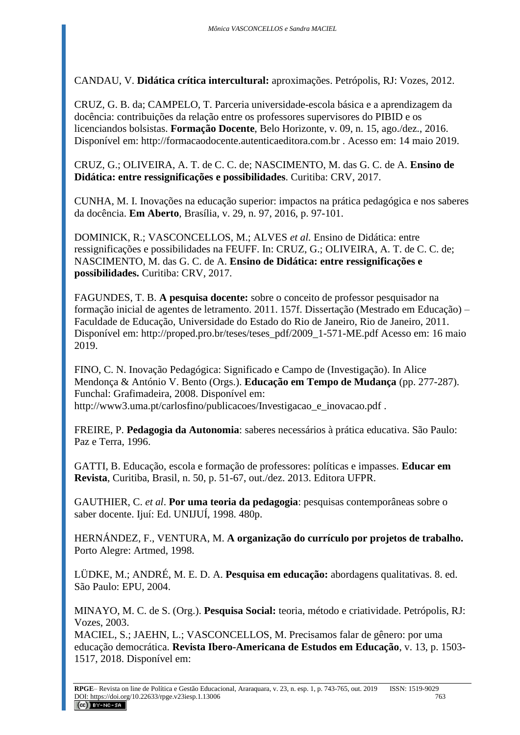CANDAU, V. **Didática crítica intercultural:** aproximações. Petrópolis, RJ: Vozes, 2012.

CRUZ, G. B. da; CAMPELO, T. Parceria universidade-escola básica e a aprendizagem da docência: contribuições da relação entre os professores supervisores do PIBID e os licenciandos bolsistas. **Formação Docente**, Belo Horizonte, v. 09, n. 15, ago./dez., 2016. Disponível em: http://formacaodocente.autenticaeditora.com.br . Acesso em: 14 maio 2019.

CRUZ, G.; OLIVEIRA, A. T. de C. C. de; NASCIMENTO, M. das G. C. de A. **Ensino de Didática: entre ressignificações e possibilidades**. Curitiba: CRV, 2017.

CUNHA, M. I. Inovações na educação superior: impactos na prática pedagógica e nos saberes da docência. **Em Aberto**, Brasília, v. 29, n. 97, 2016, p. 97-101.

DOMINICK, R.; VASCONCELLOS, M.; ALVES *et al.* Ensino de Didática: entre ressignificações e possibilidades na FEUFF. In: CRUZ, G.; OLIVEIRA, A. T. de C. C. de; NASCIMENTO, M. das G. C. de A. **Ensino de Didática: entre ressignificações e possibilidades.** Curitiba: CRV, 2017.

FAGUNDES, T. B. **A pesquisa docente:** sobre o conceito de professor pesquisador na formação inicial de agentes de letramento. 2011. 157f. Dissertação (Mestrado em Educação) – Faculdade de Educação, Universidade do Estado do Rio de Janeiro, Rio de Janeiro, 2011. Disponível em: http://proped.pro.br/teses/teses_pdf/2009_1-571-ME.pdf Acesso em: 16 maio 2019.

FINO, C. N. Inovação Pedagógica: Significado e Campo de (Investigação). In Alice Mendonça & António V. Bento (Orgs.). **Educação em Tempo de Mudança** (pp. 277-287). Funchal: Grafimadeira, 2008. Disponível em: http://www3.uma.pt/carlosfino/publicacoes/Investigacao_e_inovacao.pdf .

FREIRE, P. **Pedagogia da Autonomia**: saberes necessários à prática educativa. São Paulo: Paz e Terra, 1996.

GATTI, B. Educação, escola e formação de professores: políticas e impasses. **Educar em Revista**, Curitiba, Brasil, n. 50, p. 51-67, out./dez. 2013. Editora UFPR.

GAUTHIER, C. *et al*. **Por uma teoria da pedagogia**: pesquisas contemporâneas sobre o saber docente. Ijuí: Ed. UNIJUÍ, 1998. 480p.

HERNÁNDEZ, F., VENTURA, M. **A organização do currículo por projetos de trabalho.** Porto Alegre: Artmed, 1998.

LÜDKE, M.; ANDRÉ, M. E. D. A. **Pesquisa em educação:** abordagens qualitativas. 8. ed. São Paulo: EPU, 2004.

MINAYO, M. C. de S. (Org.). **Pesquisa Social:** teoria, método e criatividade. Petrópolis, RJ: Vozes, 2003.

MACIEL, S.; JAEHN, L.; VASCONCELLOS, M. Precisamos falar de gênero: por uma educação democrática. **Revista Ibero-Americana de Estudos em Educação**, v. 13, p. 1503-1517, 2018. Disponível em: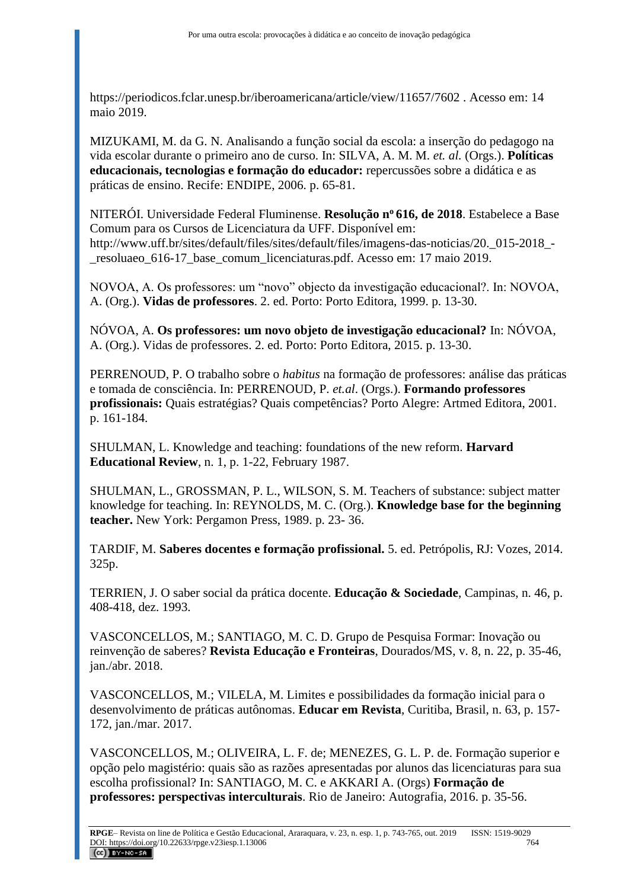https://periodicos.fclar.unesp.br/iberoamericana/article/view/11657/7602 . Acesso em: 14 maio 2019.

MIZUKAMI, M. da G. N. Analisando a função social da escola: a inserção do pedagogo na vida escolar durante o primeiro ano de curso. In: SILVA, A. M. M. *et. al.* (Orgs.). **Políticas educacionais, tecnologias e formação do educador:** repercussões sobre a didática e as práticas de ensino. Recife: ENDIPE, 2006. p. 65-81.

NITERÓI. Universidade Federal Fluminense. **Resolução nº 616, de 2018**. Estabelece a Base Comum para os Cursos de Licenciatura da UFF. Disponível em: http://www.uff.br/sites/default/files/sites/default/files/imagens-das-noticias/20._015-2018_-_resoluaeo_616-17_base_comum_licenciaturas.pdf. Acesso em: 17 maio 2019.

NOVOA, A. Os professores: um "novo" objecto da investigação educacional?. In: NOVOA, A. (Org.). **Vidas de professores**. 2. ed. Porto: Porto Editora, 1999. p. 13-30.

NÓVOA, A. **Os professores: um novo objeto de investigação educacional?** In: NÓVOA, A. (Org.). Vidas de professores. 2. ed. Porto: Porto Editora, 2015. p. 13-30.

PERRENOUD, P. O trabalho sobre o *habitus* na formação de professores: análise das práticas e tomada de consciência. In: PERRENOUD, P. *et.al*. (Orgs.). **Formando professores profissionais:** Quais estratégias? Quais competências? Porto Alegre: Artmed Editora, 2001. p. 161-184.

SHULMAN, L. Knowledge and teaching: foundations of the new reform. **Harvard Educational Review**, n. 1, p. 1-22, February 1987.

SHULMAN, L., GROSSMAN, P. L., WILSON, S. M. Teachers of substance: subject matter knowledge for teaching. In: REYNOLDS, M. C. (Org.). **Knowledge base for the beginning teacher.** New York: Pergamon Press, 1989. p. 23- 36.

TARDIF, M. **Saberes docentes e formação profissional.** 5. ed. Petrópolis, RJ: Vozes, 2014. 325p.

TERRIEN, J. O saber social da prática docente. **Educação & Sociedade**, Campinas, n. 46, p. 408-418, dez. 1993.

VASCONCELLOS, M.; SANTIAGO, M. C. D. Grupo de Pesquisa Formar: Inovação ou reinvenção de saberes? **Revista Educação e Fronteiras**, Dourados/MS, v. 8, n. 22, p. 35-46, jan./abr. 2018.

VASCONCELLOS, M.; VILELA, M. Limites e possibilidades da formação inicial para o desenvolvimento de práticas autônomas. **Educar em Revista**, Curitiba, Brasil, n. 63, p. 157-172, jan./mar. 2017.

VASCONCELLOS, M.; OLIVEIRA, L. F. de; MENEZES, G. L. P. de. Formação superior e opção pelo magistério: quais são as razões apresentadas por alunos das licenciaturas para sua escolha profissional? In: SANTIAGO, M. C. e AKKARI A. (Orgs) **Formação de professores: perspectivas interculturais**. Rio de Janeiro: Autografia, 2016. p. 35-56.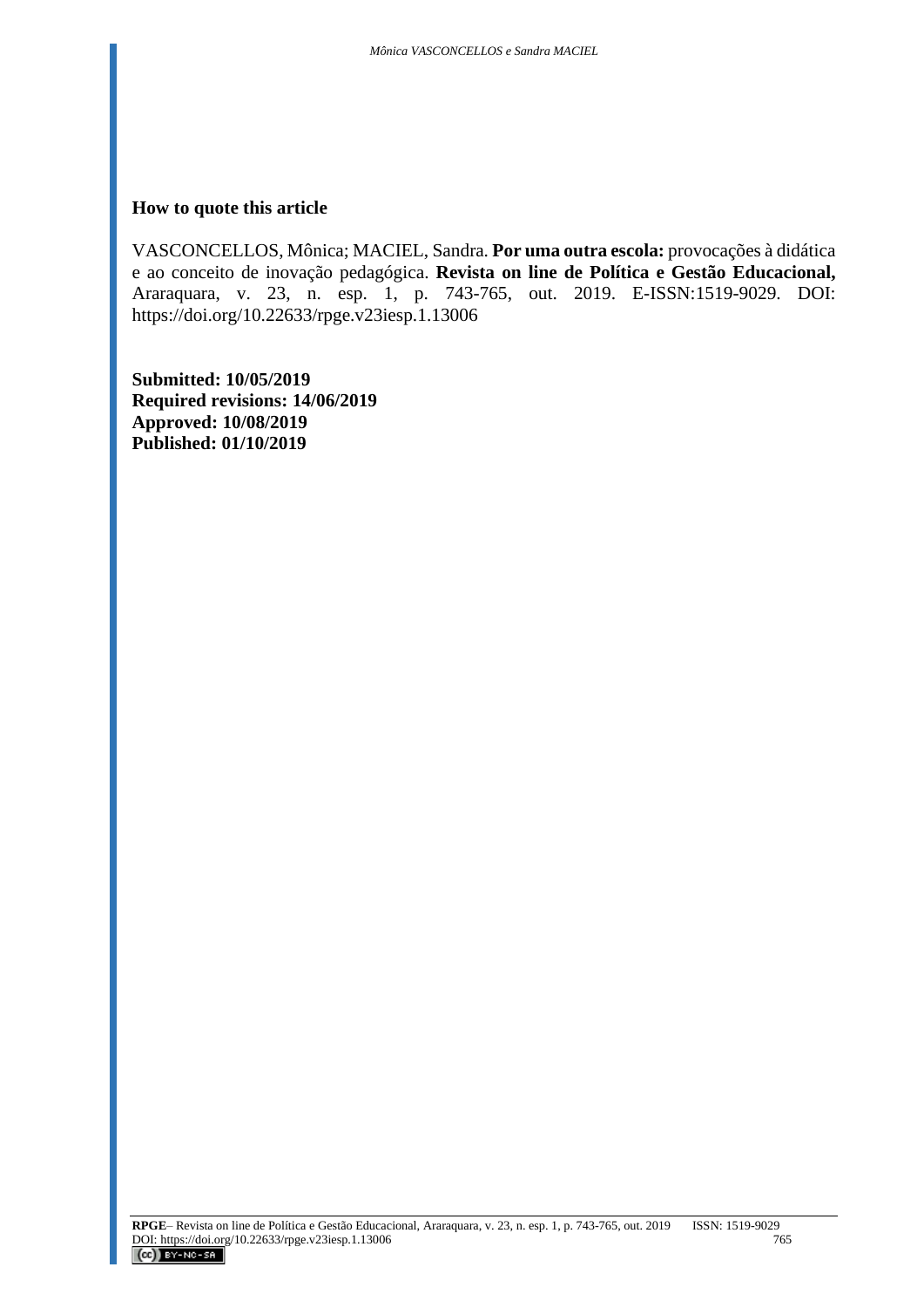**How to quote this article**

VASCONCELLOS, Mônica; MACIEL, Sandra. **Por uma outra escola:** provocações à didática e ao conceito de inovação pedagógica. **Revista on line de Política e Gestão Educacional,** Araraquara, v. 23, n. esp. 1, p. 743-765, out. 2019. E-ISSN:1519-9029. DOI: https://doi.org/10.22633/rpge.v23iesp.1.13006

**Submitted: 10/05/2019**
**Required revisions: 14/06/2019**
**Approved: 10/08/2019**
**Published: 01/10/2019**